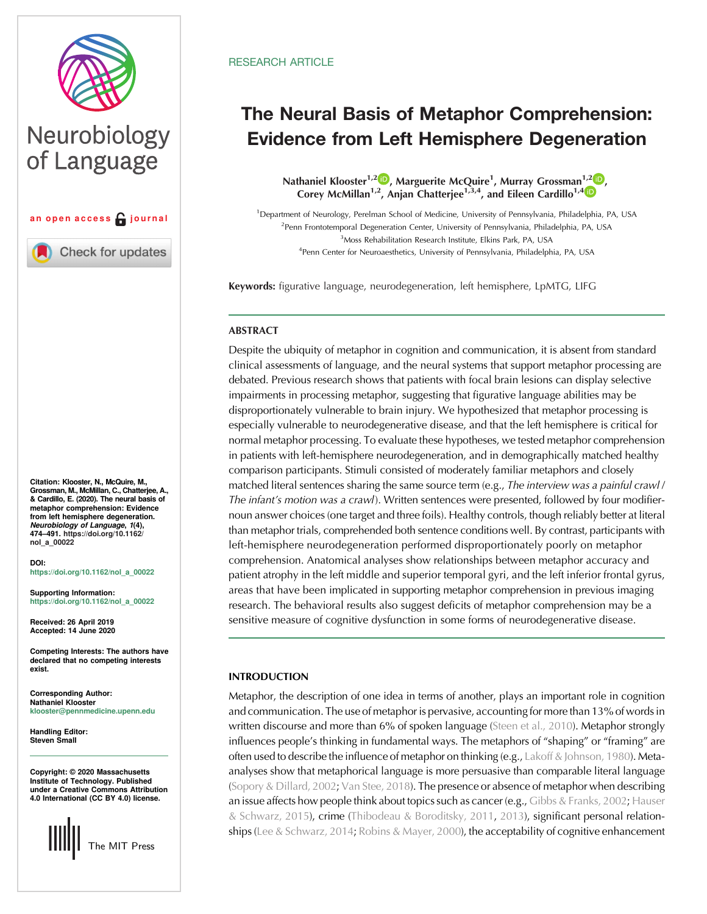RESEARCH ARTICLE

# The Neural Basis of Metaphor Comprehension: Evidence from Left Hemisphere Degeneration

**Nathaniel Klooster[1,2], Marguerite McQuire[1], Murray Grossman[1,2], Corey McMillan[1,2], Anjan Chatterjee[1,3,4], and Eileen Cardillo[1,4]**

[1]Department of Neurology, Perelman School of Medicine, University of Pennsylvania, Philadelphia, PA, USA
[2]Penn Frontotemporal Degeneration Center, University of Pennsylvania, Philadelphia, PA, USA
[3]Moss Rehabilitation Research Institute, Elkins Park, PA, USA
[4]Penn Center for Neuroaesthetics, University of Pennsylvania, Philadelphia, PA, USA

**Keywords:** figurative language, neurodegeneration, left hemisphere, LpMTG, LIFG

Neurobiology of Language

an open access journal

**Citation:** Klooster, N., McQuire, M., Grossman, M., McMillan, C., Chatterjee, A., & Cardillo, E. (2020). The neural basis of metaphor comprehension: Evidence from left hemisphere degeneration. *Neurobiology of Language*, *1*(4), 474–491. https://doi.org/10.1162/nol_a_00022

**DOI:** https://doi.org/10.1162/nol_a_00022

**Supporting Information:** https://doi.org/10.1162/nol_a_00022

**Received:** 26 April 2019
**Accepted:** 14 June 2020

**Competing Interests:** The authors have declared that no competing interests exist.

**Corresponding Author:** Nathaniel Klooster klooster@pennmedicine.upenn.edu

**Handling Editor:** Steven Small

**Copyright:** © 2020 Massachusetts Institute of Technology. Published under a Creative Commons Attribution 4.0 International (CC BY 4.0) license.

The MIT Press

## ABSTRACT

Despite the ubiquity of metaphor in cognition and communication, it is absent from standard clinical assessments of language, and the neural systems that support metaphor processing are debated. Previous research shows that patients with focal brain lesions can display selective impairments in processing metaphor, suggesting that figurative language abilities may be disproportionately vulnerable to brain injury. We hypothesized that metaphor processing is especially vulnerable to neurodegenerative disease, and that the left hemisphere is critical for normal metaphor processing. To evaluate these hypotheses, we tested metaphor comprehension in patients with left-hemisphere neurodegeneration, and in demographically matched healthy comparison participants. Stimuli consisted of moderately familiar metaphors and closely matched literal sentences sharing the same source term (e.g., *The interview was a painful crawl* / *The infant's motion was a crawl*). Written sentences were presented, followed by four modifier-noun answer choices (one target and three foils). Healthy controls, though reliably better at literal than metaphor trials, comprehended both sentence conditions well. By contrast, participants with left-hemisphere neurodegeneration performed disproportionately poorly on metaphor comprehension. Anatomical analyses show relationships between metaphor accuracy and patient atrophy in the left middle and superior temporal gyri, and the left inferior frontal gyrus, areas that have been implicated in supporting metaphor comprehension in previous imaging research. The behavioral results also suggest deficits of metaphor comprehension may be a sensitive measure of cognitive dysfunction in some forms of neurodegenerative disease.

## INTRODUCTION

Metaphor, the description of one idea in terms of another, plays an important role in cognition and communication. The use of metaphor is pervasive, accounting for more than 13% of words in written discourse and more than 6% of spoken language (Steen et al., 2010). Metaphor strongly influences people's thinking in fundamental ways. The metaphors of "shaping" or "framing" are often used to describe the influence of metaphor on thinking (e.g., Lakoff & Johnson, 1980). Meta-analyses show that metaphorical language is more persuasive than comparable literal language (Sopory & Dillard, 2002; Van Stee, 2018). The presence or absence of metaphor when describing an issue affects how people think about topics such as cancer (e.g., Gibbs & Franks, 2002; Hauser & Schwarz, 2015), crime (Thibodeau & Boroditsky, 2011, 2013), significant personal relationships (Lee & Schwarz, 2014; Robins & Mayer, 2000), the acceptability of cognitive enhancement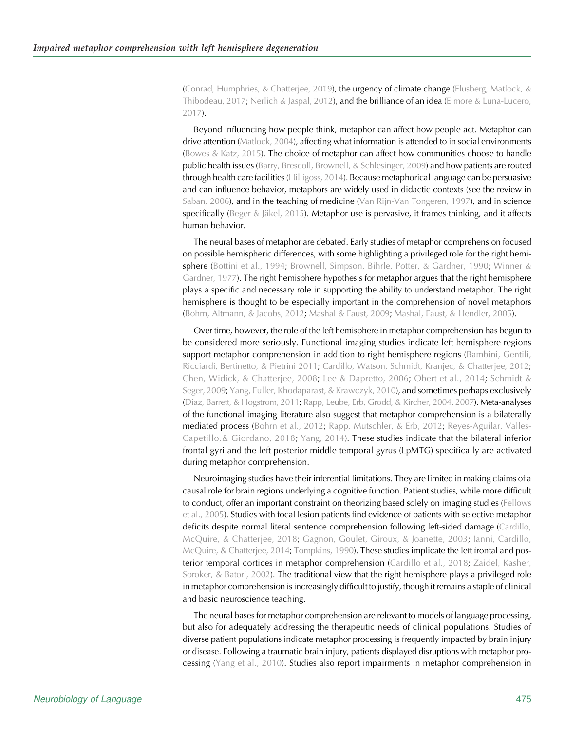(Conrad, Humphries, & Chatterjee, 2019), the urgency of climate change (Flusberg, Matlock, & Thibodeau, 2017; Nerlich & Jaspal, 2012), and the brilliance of an idea (Elmore & Luna-Lucero, 2017).

Beyond influencing how people think, metaphor can affect how people act. Metaphor can drive attention (Matlock, 2004), affecting what information is attended to in social environments (Bowes & Katz, 2015). The choice of metaphor can affect how communities choose to handle public health issues (Barry, Brescoll, Brownell, & Schlesinger, 2009) and how patients are routed through health care facilities (Hilligoss, 2014). Because metaphorical language can be persuasive and can influence behavior, metaphors are widely used in didactic contexts (see the review in Saban, 2006), and in the teaching of medicine (Van Rijn-Van Tongeren, 1997), and in science specifically (Beger & Jäkel, 2015). Metaphor use is pervasive, it frames thinking, and it affects human behavior.

The neural bases of metaphor are debated. Early studies of metaphor comprehension focused on possible hemispheric differences, with some highlighting a privileged role for the right hemisphere (Bottini et al., 1994; Brownell, Simpson, Bihrle, Potter, & Gardner, 1990; Winner & Gardner, 1977). The right hemisphere hypothesis for metaphor argues that the right hemisphere plays a specific and necessary role in supporting the ability to understand metaphor. The right hemisphere is thought to be especially important in the comprehension of novel metaphors (Bohrn, Altmann, & Jacobs, 2012; Mashal & Faust, 2009; Mashal, Faust, & Hendler, 2005).

Over time, however, the role of the left hemisphere in metaphor comprehension has begun to be considered more seriously. Functional imaging studies indicate left hemisphere regions support metaphor comprehension in addition to right hemisphere regions (Bambini, Gentili, Ricciardi, Bertinetto, & Pietrini 2011; Cardillo, Watson, Schmidt, Kranjec, & Chatterjee, 2012; Chen, Widick, & Chatterjee, 2008; Lee & Dapretto, 2006; Obert et al., 2014; Schmidt & Seger, 2009; Yang, Fuller, Khodaparast, & Krawczyk, 2010), and sometimes perhaps exclusively (Diaz, Barrett, & Hogstrom, 2011; Rapp, Leube, Erb, Grodd, & Kircher, 2004, 2007). Meta-analyses of the functional imaging literature also suggest that metaphor comprehension is a bilaterally mediated process (Bohrn et al., 2012; Rapp, Mutschler, & Erb, 2012; Reyes-Aguilar, Valles-Capetillo, & Giordano, 2018; Yang, 2014). These studies indicate that the bilateral inferior frontal gyri and the left posterior middle temporal gyrus (LpMTG) specifically are activated during metaphor comprehension.

Neuroimaging studies have their inferential limitations. They are limited in making claims of a causal role for brain regions underlying a cognitive function. Patient studies, while more difficult to conduct, offer an important constraint on theorizing based solely on imaging studies (Fellows et al., 2005). Studies with focal lesion patients find evidence of patients with selective metaphor deficits despite normal literal sentence comprehension following left-sided damage (Cardillo, McQuire, & Chatterjee, 2018; Gagnon, Goulet, Giroux, & Joanette, 2003; Ianni, Cardillo, McQuire, & Chatterjee, 2014; Tompkins, 1990). These studies implicate the left frontal and posterior temporal cortices in metaphor comprehension (Cardillo et al., 2018; Zaidel, Kasher, Soroker, & Batori, 2002). The traditional view that the right hemisphere plays a privileged role in metaphor comprehension is increasingly difficult to justify, though it remains a staple of clinical and basic neuroscience teaching.

The neural bases for metaphor comprehension are relevant to models of language processing, but also for adequately addressing the therapeutic needs of clinical populations. Studies of diverse patient populations indicate metaphor processing is frequently impacted by brain injury or disease. Following a traumatic brain injury, patients displayed disruptions with metaphor processing (Yang et al., 2010). Studies also report impairments in metaphor comprehension in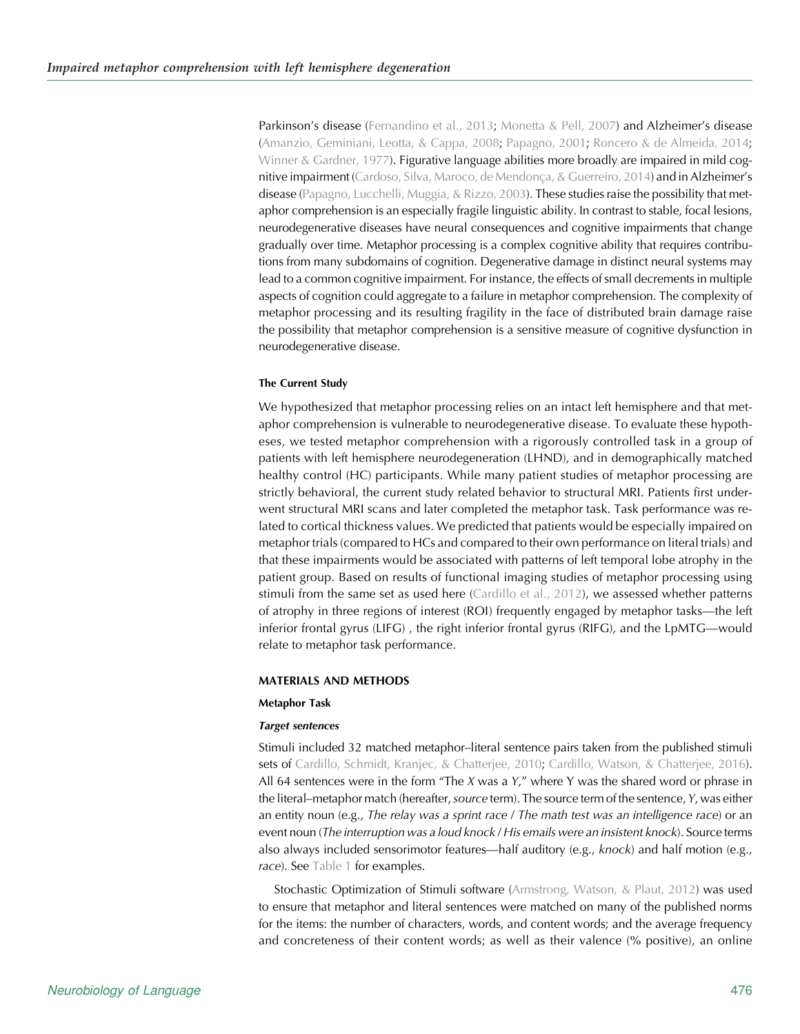Parkinson's disease (Fernandino et al., 2013; Monetta & Pell, 2007) and Alzheimer's disease (Amanzio, Geminiani, Leotta, & Cappa, 2008; Papagno, 2001; Roncero & de Almeida, 2014; Winner & Gardner, 1977). Figurative language abilities more broadly are impaired in mild cognitive impairment (Cardoso, Silva, Maroco, de Mendonça, & Guerreiro, 2014) and in Alzheimer's disease (Papagno, Lucchelli, Muggia, & Rizzo, 2003). These studies raise the possibility that metaphor comprehension is an especially fragile linguistic ability. In contrast to stable, focal lesions, neurodegenerative diseases have neural consequences and cognitive impairments that change gradually over time. Metaphor processing is a complex cognitive ability that requires contributions from many subdomains of cognition. Degenerative damage in distinct neural systems may lead to a common cognitive impairment. For instance, the effects of small decrements in multiple aspects of cognition could aggregate to a failure in metaphor comprehension. The complexity of metaphor processing and its resulting fragility in the face of distributed brain damage raise the possibility that metaphor comprehension is a sensitive measure of cognitive dysfunction in neurodegenerative disease.

### The Current Study

We hypothesized that metaphor processing relies on an intact left hemisphere and that metaphor comprehension is vulnerable to neurodegenerative disease. To evaluate these hypotheses, we tested metaphor comprehension with a rigorously controlled task in a group of patients with left hemisphere neurodegeneration (LHND), and in demographically matched healthy control (HC) participants. While many patient studies of metaphor processing are strictly behavioral, the current study related behavior to structural MRI. Patients first underwent structural MRI scans and later completed the metaphor task. Task performance was related to cortical thickness values. We predicted that patients would be especially impaired on metaphor trials (compared to HCs and compared to their own performance on literal trials) and that these impairments would be associated with patterns of left temporal lobe atrophy in the patient group. Based on results of functional imaging studies of metaphor processing using stimuli from the same set as used here (Cardillo et al., 2012), we assessed whether patterns of atrophy in three regions of interest (ROI) frequently engaged by metaphor tasks—the left inferior frontal gyrus (LIFG) , the right inferior frontal gyrus (RIFG), and the LpMTG—would relate to metaphor task performance.

## MATERIALS AND METHODS

### Metaphor Task

#### *Target sentences*

Stimuli included 32 matched metaphor–literal sentence pairs taken from the published stimuli sets of Cardillo, Schmidt, Kranjec, & Chatterjee, 2010; Cardillo, Watson, & Chatterjee, 2016). All 64 sentences were in the form "The *X* was a *Y*," where Y was the shared word or phrase in the literal–metaphor match (hereafter, *source* term). The source term of the sentence, *Y*, was either an entity noun (e.g., *The relay was a sprint race* / *The math test was an intelligence race*) or an event noun (*The interruption was a loud knock* / *His emails were an insistent knock*). Source terms also always included sensorimotor features—half auditory (e.g., *knock*) and half motion (e.g., *race*). See Table 1 for examples.

Stochastic Optimization of Stimuli software (Armstrong, Watson, & Plaut, 2012) was used to ensure that metaphor and literal sentences were matched on many of the published norms for the items: the number of characters, words, and content words; and the average frequency and concreteness of their content words; as well as their valence (% positive), an online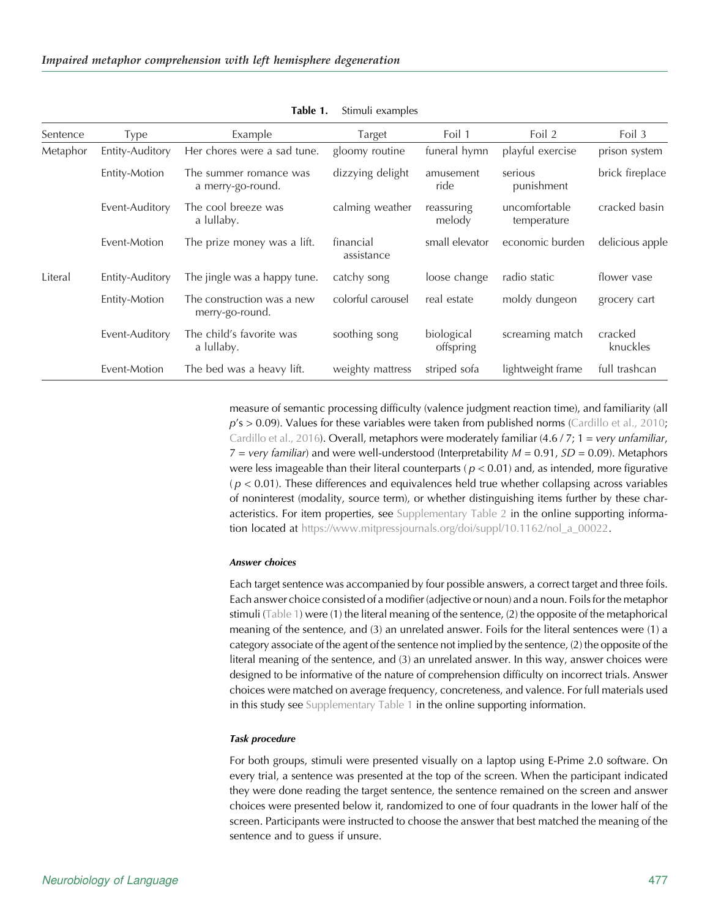**Table 1.** Stimuli examples

| Sentence | Type | Example | Target | Foil 1 | Foil 2 | Foil 3 |
|---|---|---|---|---|---|---|
| Metaphor | Entity-Auditory | Her chores were a sad tune. | gloomy routine | funeral hymn | playful exercise | prison system |
| | Entity-Motion | The summer romance was a merry-go-round. | dizzying delight | amusement ride | serious punishment | brick fireplace |
| | Event-Auditory | The cool breeze was a lullaby. | calming weather | reassuring melody | uncomfortable temperature | cracked basin |
| | Event-Motion | The prize money was a lift. | financial assistance | small elevator | economic burden | delicious apple |
| Literal | Entity-Auditory | The jingle was a happy tune. | catchy song | loose change | radio static | flower vase |
| | Entity-Motion | The construction was a new merry-go-round. | colorful carousel | real estate | moldy dungeon | grocery cart |
| | Event-Auditory | The child's favorite was a lullaby. | soothing song | biological offspring | screaming match | cracked knuckles |
| | Event-Motion | The bed was a heavy lift. | weighty mattress | striped sofa | lightweight frame | full trashcan |

measure of semantic processing difficulty (valence judgment reaction time), and familiarity (all $p$'s > 0.09). Values for these variables were taken from published norms (Cardillo et al., 2010; Cardillo et al., 2016). Overall, metaphors were moderately familiar (4.6 / 7; 1 = *very unfamiliar*, 7 = *very familiar*) and were well-understood (Interpretability $M = 0.91$, $SD = 0.09$). Metaphors were less imageable than their literal counterparts ($p < 0.01$) and, as intended, more figurative ($p < 0.01$). These differences and equivalences held true whether collapsing across variables of noninterest (modality, source term), or whether distinguishing items further by these characteristics. For item properties, see Supplementary Table 2 in the online supporting information located at https://www.mitpressjournals.org/doi/suppl/10.1162/nol_a_00022.

#### *Answer choices*

Each target sentence was accompanied by four possible answers, a correct target and three foils. Each answer choice consisted of a modifier (adjective or noun) and a noun. Foils for the metaphor stimuli (Table 1) were (1) the literal meaning of the sentence, (2) the opposite of the metaphorical meaning of the sentence, and (3) an unrelated answer. Foils for the literal sentences were (1) a category associate of the agent of the sentence not implied by the sentence, (2) the opposite of the literal meaning of the sentence, and (3) an unrelated answer. In this way, answer choices were designed to be informative of the nature of comprehension difficulty on incorrect trials. Answer choices were matched on average frequency, concreteness, and valence. For full materials used in this study see Supplementary Table 1 in the online supporting information.

#### *Task procedure*

For both groups, stimuli were presented visually on a laptop using E-Prime 2.0 software. On every trial, a sentence was presented at the top of the screen. When the participant indicated they were done reading the target sentence, the sentence remained on the screen and answer choices were presented below it, randomized to one of four quadrants in the lower half of the screen. Participants were instructed to choose the answer that best matched the meaning of the sentence and to guess if unsure.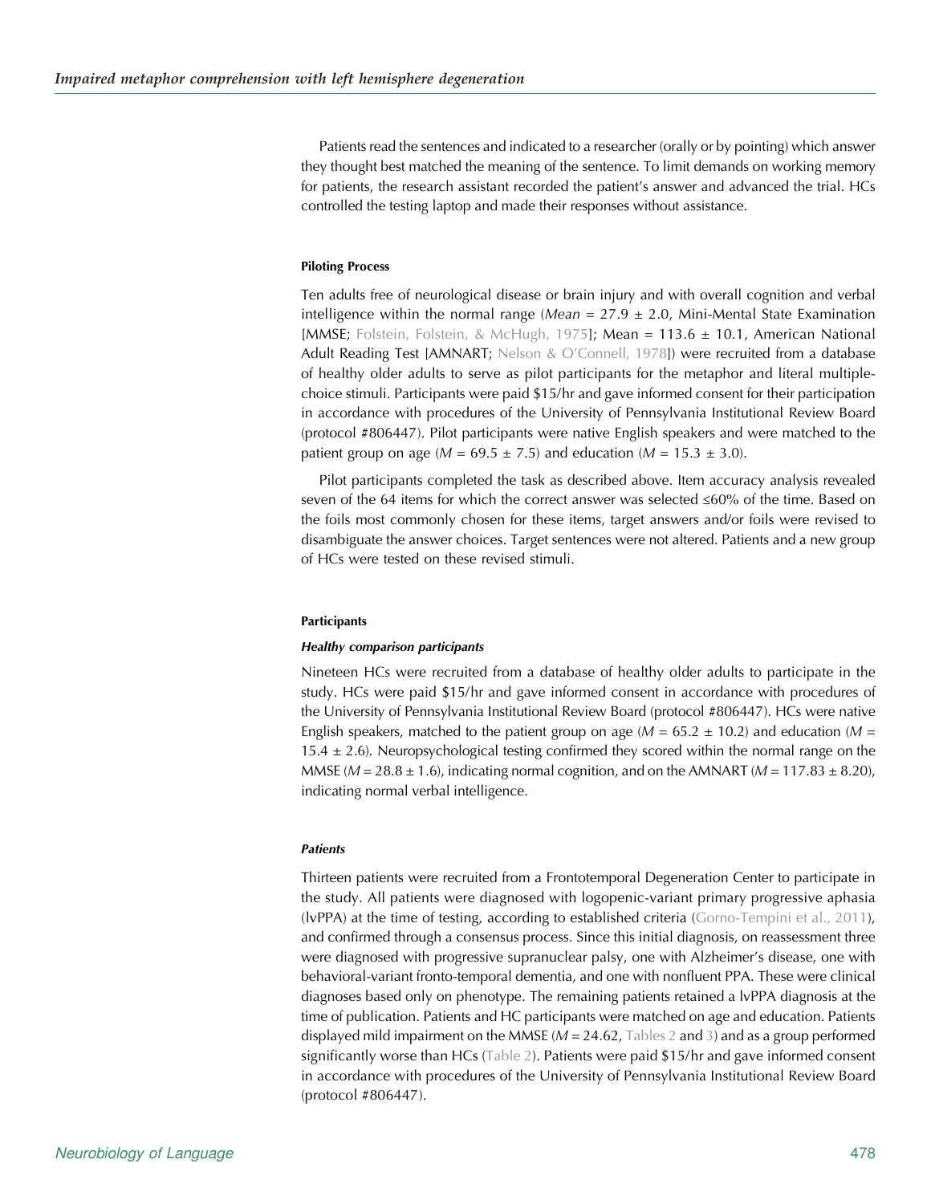Patients read the sentences and indicated to a researcher (orally or by pointing) which answer they thought best matched the meaning of the sentence. To limit demands on working memory for patients, the research assistant recorded the patient's answer and advanced the trial. HCs controlled the testing laptop and made their responses without assistance.

#### Piloting Process

Ten adults free of neurological disease or brain injury and with overall cognition and verbal intelligence within the normal range (*Mean* = 27.9 ± 2.0, Mini-Mental State Examination [MMSE; Folstein, Folstein, & McHugh, 1975]; Mean = 113.6 ± 10.1, American National Adult Reading Test [AMNART; Nelson & O'Connell, 1978]) were recruited from a database of healthy older adults to serve as pilot participants for the metaphor and literal multiple-choice stimuli. Participants were paid $15/hr and gave informed consent for their participation in accordance with procedures of the University of Pennsylvania Institutional Review Board (protocol #806447). Pilot participants were native English speakers and were matched to the patient group on age (*M* = 69.5 ± 7.5) and education (*M* = 15.3 ± 3.0).

Pilot participants completed the task as described above. Item accuracy analysis revealed seven of the 64 items for which the correct answer was selected ≤60% of the time. Based on the foils most commonly chosen for these items, target answers and/or foils were revised to disambiguate the answer choices. Target sentences were not altered. Patients and a new group of HCs were tested on these revised stimuli.

#### Participants

##### *Healthy comparison participants*

Nineteen HCs were recruited from a database of healthy older adults to participate in the study. HCs were paid $15/hr and gave informed consent in accordance with procedures of the University of Pennsylvania Institutional Review Board (protocol #806447). HCs were native English speakers, matched to the patient group on age (*M* = 65.2 ± 10.2) and education (*M* = 15.4 ± 2.6). Neuropsychological testing confirmed they scored within the normal range on the MMSE (*M* = 28.8 ± 1.6), indicating normal cognition, and on the AMNART (*M* = 117.83 ± 8.20), indicating normal verbal intelligence.

##### *Patients*

Thirteen patients were recruited from a Frontotemporal Degeneration Center to participate in the study. All patients were diagnosed with logopenic-variant primary progressive aphasia (lvPPA) at the time of testing, according to established criteria (Gorno-Tempini et al., 2011), and confirmed through a consensus process. Since this initial diagnosis, on reassessment three were diagnosed with progressive supranuclear palsy, one with Alzheimer's disease, one with behavioral-variant fronto-temporal dementia, and one with nonfluent PPA. These were clinical diagnoses based only on phenotype. The remaining patients retained a lvPPA diagnosis at the time of publication. Patients and HC participants were matched on age and education. Patients displayed mild impairment on the MMSE (*M* = 24.62, Tables 2 and 3) and as a group performed significantly worse than HCs (Table 2). Patients were paid $15/hr and gave informed consent in accordance with procedures of the University of Pennsylvania Institutional Review Board (protocol #806447).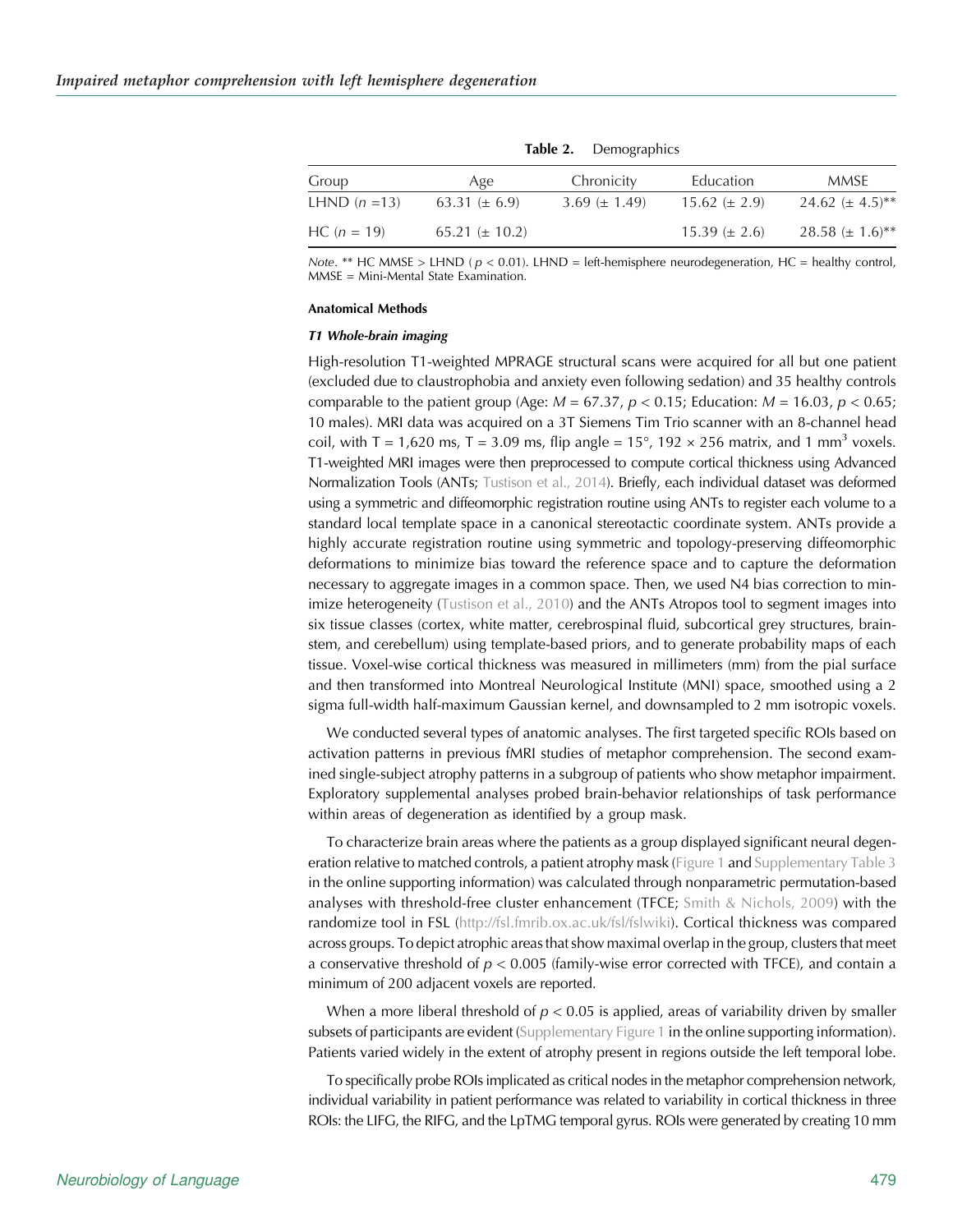**Table 2.** Demographics

| Group | Age | Chronicity | Education | MMSE |
|---|---|---|---|---|
| LHND ($n$ =13) | 63.31 (± 6.9) | 3.69 (± 1.49) | 15.62 (± 2.9) | 24.62 (± 4.5)** |
| HC ($n$ = 19) | 65.21 (± 10.2) | | 15.39 (± 2.6) | 28.58 (± 1.6)** |

*Note*. ** HC MMSE > LHND ( $p < 0.01$). LHND = left-hemisphere neurodegeneration, HC = healthy control, MMSE = Mini-Mental State Examination.

#### Anatomical Methods

##### *T1 Whole-brain imaging*

High-resolution T1-weighted MPRAGE structural scans were acquired for all but one patient (excluded due to claustrophobia and anxiety even following sedation) and 35 healthy controls comparable to the patient group (Age: $M = 67.37$, $p < 0.15$; Education: $M = 16.03$, $p < 0.65$; 10 males). MRI data was acquired on a 3T Siemens Tim Trio scanner with an 8-channel head coil, with T = 1,620 ms, T = 3.09 ms, flip angle = 15°, 192 × 256 matrix, and 1 $mm^3$ voxels. T1-weighted MRI images were then preprocessed to compute cortical thickness using Advanced Normalization Tools (ANTs; Tustison et al., 2014). Briefly, each individual dataset was deformed using a symmetric and diffeomorphic registration routine using ANTs to register each volume to a standard local template space in a canonical stereotactic coordinate system. ANTs provide a highly accurate registration routine using symmetric and topology-preserving diffeomorphic deformations to minimize bias toward the reference space and to capture the deformation necessary to aggregate images in a common space. Then, we used N4 bias correction to minimize heterogeneity (Tustison et al., 2010) and the ANTs Atropos tool to segment images into six tissue classes (cortex, white matter, cerebrospinal fluid, subcortical grey structures, brainstem, and cerebellum) using template-based priors, and to generate probability maps of each tissue. Voxel-wise cortical thickness was measured in millimeters (mm) from the pial surface and then transformed into Montreal Neurological Institute (MNI) space, smoothed using a 2 sigma full-width half-maximum Gaussian kernel, and downsampled to 2 mm isotropic voxels.

We conducted several types of anatomic analyses. The first targeted specific ROIs based on activation patterns in previous fMRI studies of metaphor comprehension. The second examined single-subject atrophy patterns in a subgroup of patients who show metaphor impairment. Exploratory supplemental analyses probed brain-behavior relationships of task performance within areas of degeneration as identified by a group mask.

To characterize brain areas where the patients as a group displayed significant neural degeneration relative to matched controls, a patient atrophy mask (Figure 1 and Supplementary Table 3 in the online supporting information) was calculated through nonparametric permutation-based analyses with threshold-free cluster enhancement (TFCE; Smith & Nichols, 2009) with the randomize tool in FSL (http://fsl.fmrib.ox.ac.uk/fsl/fslwiki). Cortical thickness was compared across groups. To depict atrophic areas that show maximal overlap in the group, clusters that meet a conservative threshold of $p < 0.005$ (family-wise error corrected with TFCE), and contain a minimum of 200 adjacent voxels are reported.

When a more liberal threshold of $p < 0.05$ is applied, areas of variability driven by smaller subsets of participants are evident (Supplementary Figure 1 in the online supporting information). Patients varied widely in the extent of atrophy present in regions outside the left temporal lobe.

To specifically probe ROIs implicated as critical nodes in the metaphor comprehension network, individual variability in patient performance was related to variability in cortical thickness in three ROIs: the LIFG, the RIFG, and the LpTMG temporal gyrus. ROIs were generated by creating 10 mm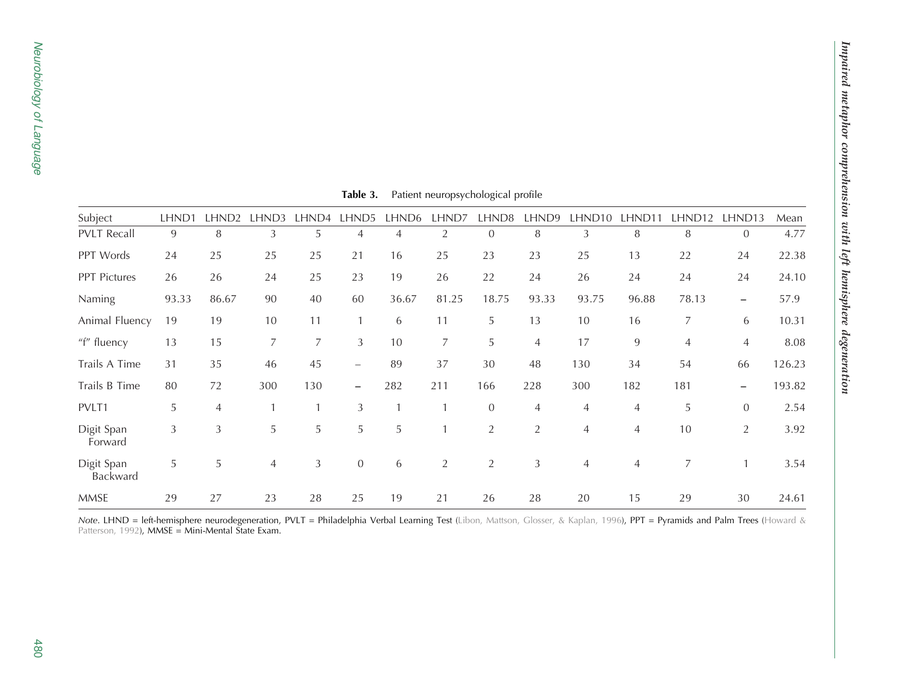**Table 3.** Patient neuropsychological profile

| Subject | LHND1 | LHND2 | LHND3 | LHND4 | LHND5 | LHND6 | LHND7 | LHND8 | LHND9 | LHND10 | LHND11 | LHND12 | LHND13 | Mean |
|---|---|---|---|---|---|---|---|---|---|---|---|---|---|---|
| PVLT Recall | 9 | 8 | 3 | 5 | 4 | 4 | 2 | 0 | 8 | 3 | 8 | 8 | 0 | 4.77 |
| PPT Words | 24 | 25 | 25 | 25 | 21 | 16 | 25 | 23 | 23 | 25 | 13 | 22 | 24 | 22.38 |
| PPT Pictures | 26 | 26 | 24 | 25 | 23 | 19 | 26 | 22 | 24 | 26 | 24 | 24 | 24 | 24.10 |
| Naming | 93.33 | 86.67 | 90 | 40 | 60 | 36.67 | 81.25 | 18.75 | 93.33 | 93.75 | 96.88 | 78.13 | – | 57.9 |
| Animal Fluency | 19 | 19 | 10 | 11 | 1 | 6 | 11 | 5 | 13 | 10 | 16 | 7 | 6 | 10.31 |
| "f" fluency | 13 | 15 | 7 | 7 | 3 | 10 | 7 | 5 | 4 | 17 | 9 | 4 | 4 | 8.08 |
| Trails A Time | 31 | 35 | 46 | 45 | – | 89 | 37 | 30 | 48 | 130 | 34 | 54 | 66 | 126.23 |
| Trails B Time | 80 | 72 | 300 | 130 | – | 282 | 211 | 166 | 228 | 300 | 182 | 181 | – | 193.82 |
| PVLT1 | 5 | 4 | 1 | 1 | 3 | 1 | 1 | 0 | 4 | 4 | 4 | 5 | 0 | 2.54 |
| Digit Span Forward | 3 | 3 | 5 | 5 | 5 | 5 | 1 | 2 | 2 | 4 | 4 | 10 | 2 | 3.92 |
| Digit Span Backward | 5 | 5 | 4 | 3 | 0 | 6 | 2 | 2 | 3 | 4 | 4 | 7 | 1 | 3.54 |
| MMSE | 29 | 27 | 23 | 28 | 25 | 19 | 21 | 26 | 28 | 20 | 15 | 29 | 30 | 24.61 |

*Note*. LHND = left-hemisphere neurodegeneration, PVLT = Philadelphia Verbal Learning Test (Libon, Mattson, Glosser, & Kaplan, 1996), PPT = Pyramids and Palm Trees (Howard & Patterson, 1992), MMSE = Mini-Mental State Exam.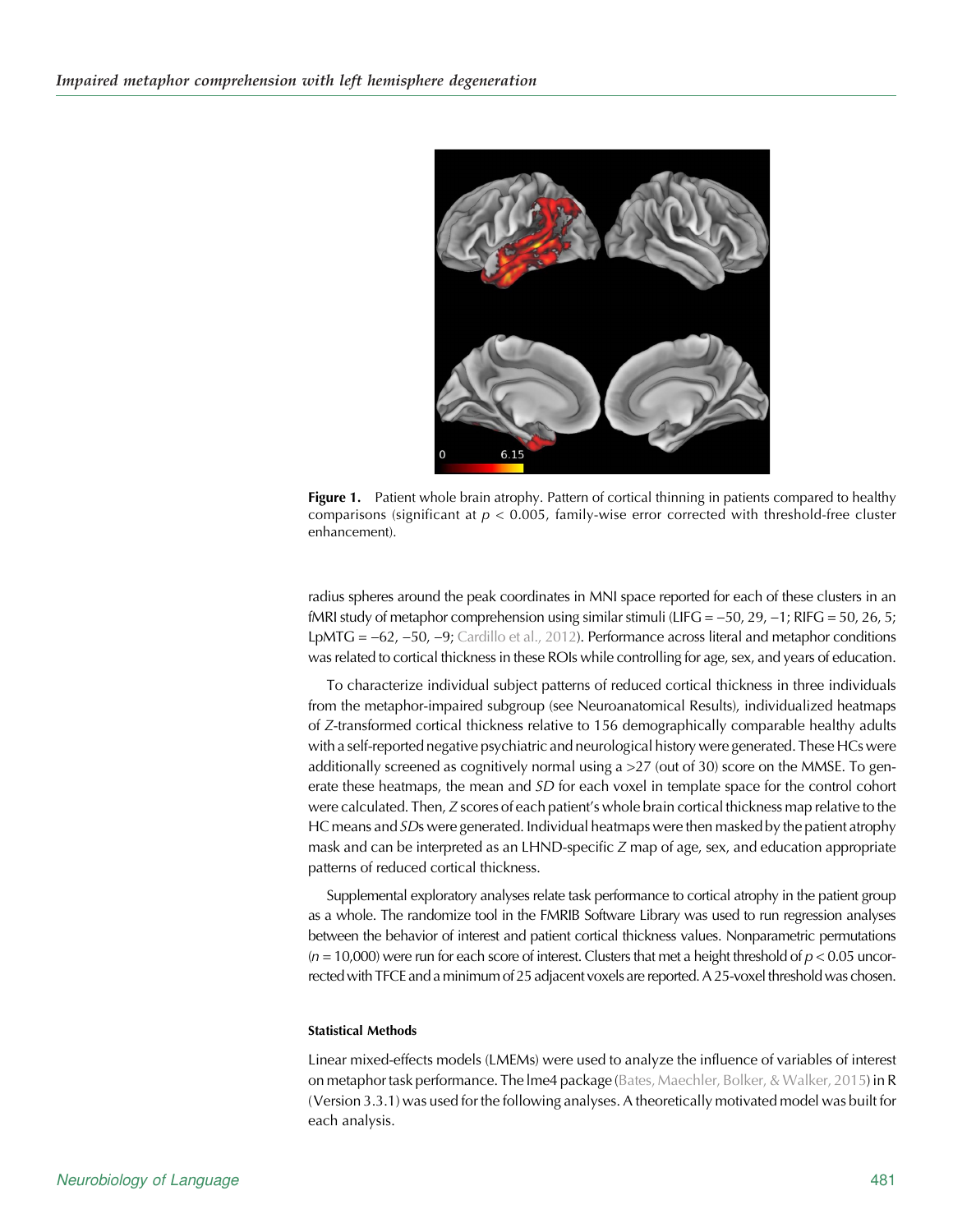**Figure 1.** Patient whole brain atrophy. Pattern of cortical thinning in patients compared to healthy comparisons (significant at $p < 0.005$, family-wise error corrected with threshold-free cluster enhancement).

radius spheres around the peak coordinates in MNI space reported for each of these clusters in an fMRI study of metaphor comprehension using similar stimuli (LIFG = −50, 29, −1; RIFG = 50, 26, 5; LpMTG = −62, −50, −9; Cardillo et al., 2012). Performance across literal and metaphor conditions was related to cortical thickness in these ROIs while controlling for age, sex, and years of education.

To characterize individual subject patterns of reduced cortical thickness in three individuals from the metaphor-impaired subgroup (see Neuroanatomical Results), individualized heatmaps of *Z*-transformed cortical thickness relative to 156 demographically comparable healthy adults with a self-reported negative psychiatric and neurological history were generated. These HCs were additionally screened as cognitively normal using a >27 (out of 30) score on the MMSE. To generate these heatmaps, the mean and *SD* for each voxel in template space for the control cohort were calculated. Then, *Z* scores of each patient's whole brain cortical thickness map relative to the HC means and *SD*s were generated. Individual heatmaps were then masked by the patient atrophy mask and can be interpreted as an LHND-specific *Z* map of age, sex, and education appropriate patterns of reduced cortical thickness.

Supplemental exploratory analyses relate task performance to cortical atrophy in the patient group as a whole. The randomize tool in the FMRIB Software Library was used to run regression analyses between the behavior of interest and patient cortical thickness values. Nonparametric permutations ($n = 10{,}000$) were run for each score of interest. Clusters that met a height threshold of $p < 0.05$ uncorrected with TFCE and a minimum of 25 adjacent voxels are reported. A 25-voxel threshold was chosen.

#### Statistical Methods

Linear mixed-effects models (LMEMs) were used to analyze the influence of variables of interest on metaphor task performance. The lme4 package (Bates, Maechler, Bolker, & Walker, 2015) in R (Version 3.3.1) was used for the following analyses. A theoretically motivated model was built for each analysis.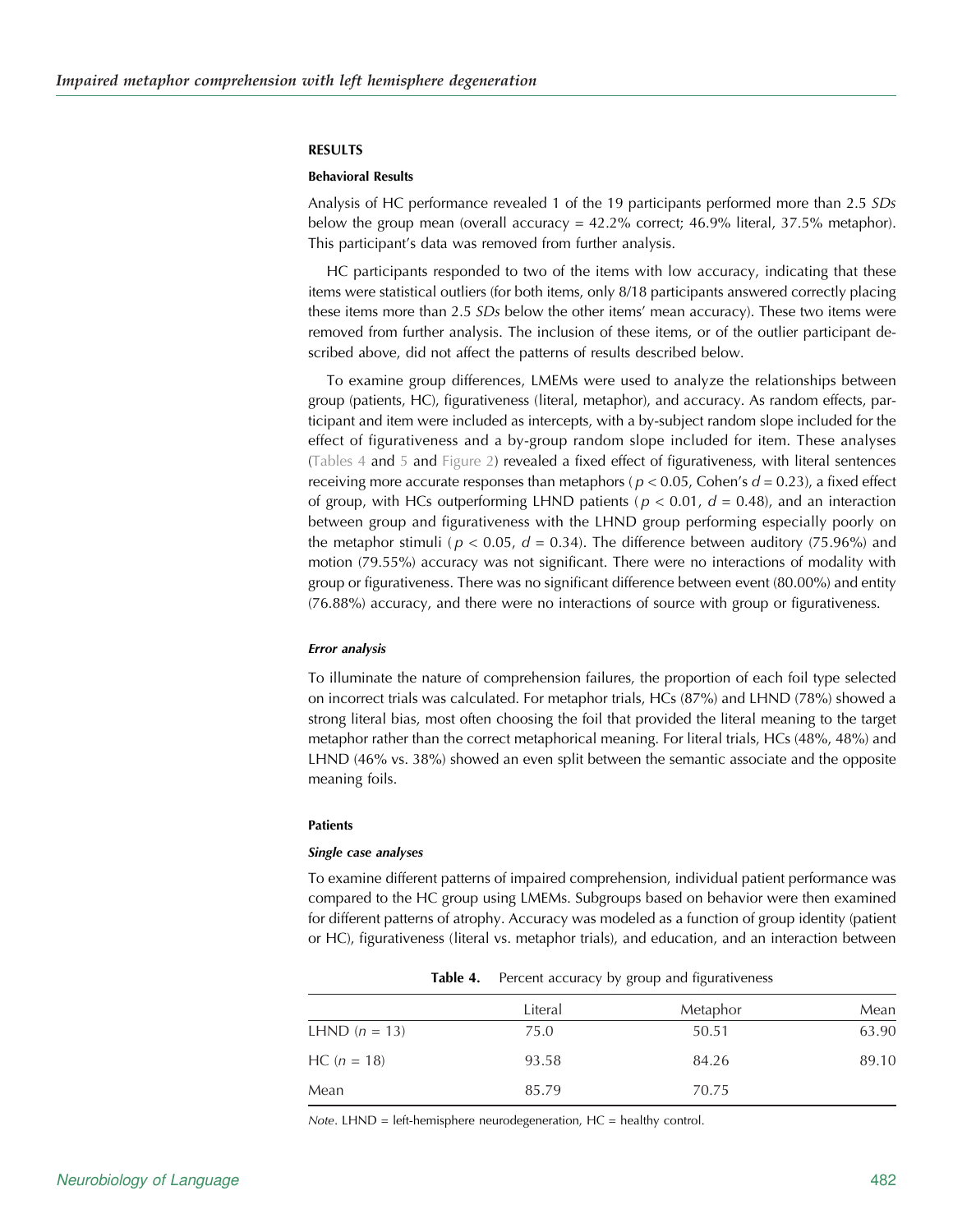## RESULTS

### Behavioral Results

Analysis of HC performance revealed 1 of the 19 participants performed more than 2.5 *SDs* below the group mean (overall accuracy = 42.2% correct; 46.9% literal, 37.5% metaphor). This participant's data was removed from further analysis.

HC participants responded to two of the items with low accuracy, indicating that these items were statistical outliers (for both items, only 8/18 participants answered correctly placing these items more than 2.5 *SDs* below the other items' mean accuracy). These two items were removed from further analysis. The inclusion of these items, or of the outlier participant described above, did not affect the patterns of results described below.

To examine group differences, LMEMs were used to analyze the relationships between group (patients, HC), figurativeness (literal, metaphor), and accuracy. As random effects, participant and item were included as intercepts, with a by-subject random slope included for the effect of figurativeness and a by-group random slope included for item. These analyses (Tables 4 and 5 and Figure 2) revealed a fixed effect of figurativeness, with literal sentences receiving more accurate responses than metaphors ($p < 0.05$, Cohen's $d = 0.23$), a fixed effect of group, with HCs outperforming LHND patients ($p < 0.01$, $d = 0.48$), and an interaction between group and figurativeness with the LHND group performing especially poorly on the metaphor stimuli ($p < 0.05$, $d = 0.34$). The difference between auditory (75.96%) and motion (79.55%) accuracy was not significant. There were no interactions of modality with group or figurativeness. There was no significant difference between event (80.00%) and entity (76.88%) accuracy, and there were no interactions of source with group or figurativeness.

#### *Error analysis*

To illuminate the nature of comprehension failures, the proportion of each foil type selected on incorrect trials was calculated. For metaphor trials, HCs (87%) and LHND (78%) showed a strong literal bias, most often choosing the foil that provided the literal meaning to the target metaphor rather than the correct metaphorical meaning. For literal trials, HCs (48%, 48%) and LHND (46% vs. 38%) showed an even split between the semantic associate and the opposite meaning foils.

### Patients

#### *Single case analyses*

To examine different patterns of impaired comprehension, individual patient performance was compared to the HC group using LMEMs. Subgroups based on behavior were then examined for different patterns of atrophy. Accuracy was modeled as a function of group identity (patient or HC), figurativeness (literal vs. metaphor trials), and education, and an interaction between

**Table 4.** Percent accuracy by group and figurativeness

| | Literal | Metaphor | Mean |
|---|---|---|---|
| LHND ($n$ = 13) | 75.0 | 50.51 | 63.90 |
| HC ($n$ = 18) | 93.58 | 84.26 | 89.10 |
| Mean | 85.79 | 70.75 | |

*Note*. LHND = left-hemisphere neurodegeneration, HC = healthy control.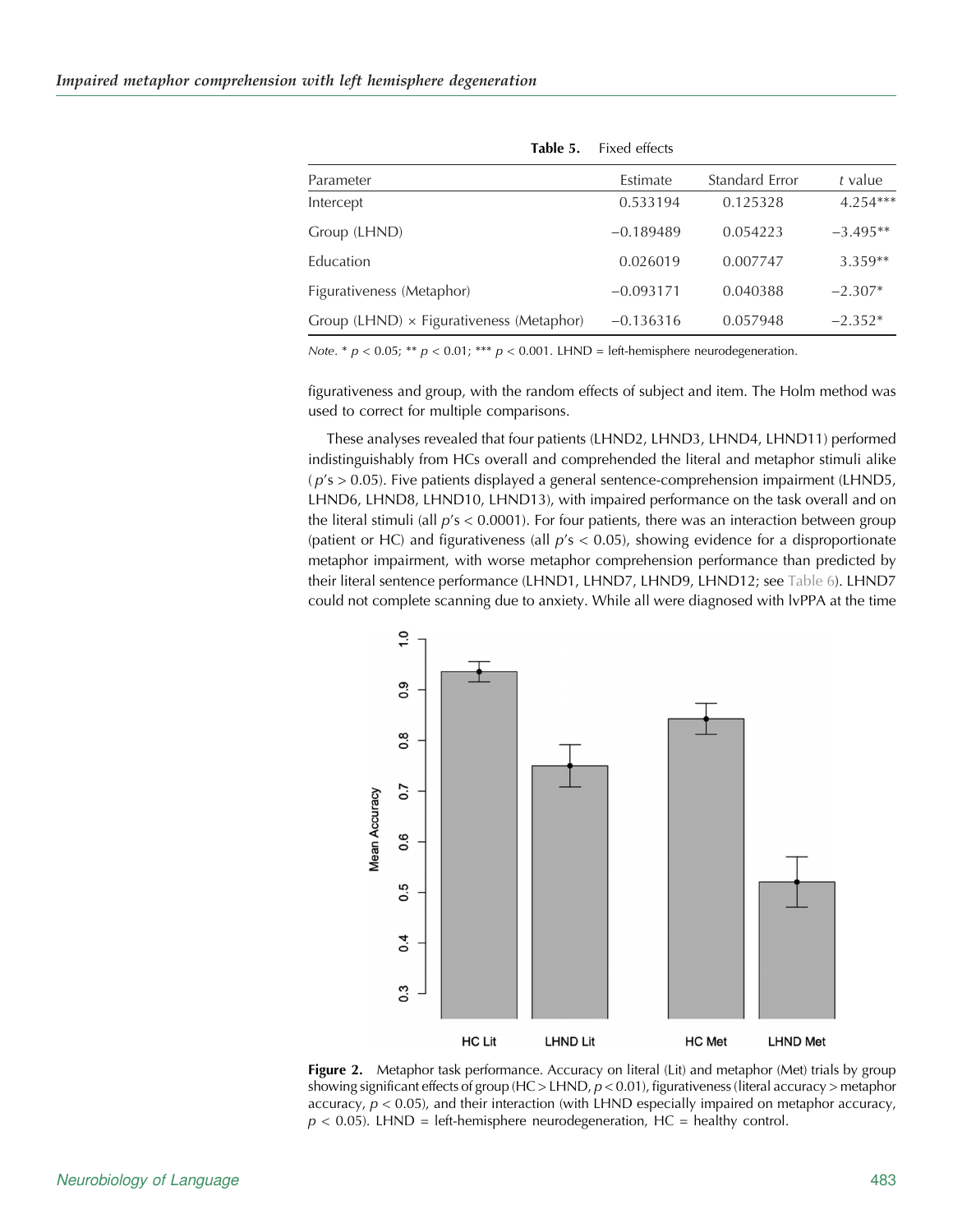**Table 5.** Fixed effects

| Parameter | Estimate | Standard Error | *t* value |
|---|---|---|---|
| Intercept | 0.533194 | 0.125328 | 4.254*** |
| Group (LHND) | −0.189489 | 0.054223 | −3.495** |
| Education | 0.026019 | 0.007747 | 3.359** |
| Figurativeness (Metaphor) | −0.093171 | 0.040388 | −2.307* |
| Group (LHND) × Figurativeness (Metaphor) | −0.136316 | 0.057948 | −2.352* |

*Note*. * $p < 0.05$; ** $p < 0.01$; *** $p < 0.001$. LHND = left-hemisphere neurodegeneration.

figurativeness and group, with the random effects of subject and item. The Holm method was used to correct for multiple comparisons.

These analyses revealed that four patients (LHND2, LHND3, LHND4, LHND11) performed indistinguishably from HCs overall and comprehended the literal and metaphor stimuli alike ($p$'s > 0.05). Five patients displayed a general sentence-comprehension impairment (LHND5, LHND6, LHND8, LHND10, LHND13), with impaired performance on the task overall and on the literal stimuli (all $p$'s < 0.0001). For four patients, there was an interaction between group (patient or HC) and figurativeness (all $p$'s < 0.05), showing evidence for a disproportionate metaphor impairment, with worse metaphor comprehension performance than predicted by their literal sentence performance (LHND1, LHND7, LHND9, LHND12; see Table 6). LHND7 could not complete scanning due to anxiety. While all were diagnosed with lvPPA at the time

**Figure 2.** Metaphor task performance. Accuracy on literal (Lit) and metaphor (Met) trials by group showing significant effects of group (HC > LHND, $p < 0.01$), figurativeness (literal accuracy > metaphor accuracy, $p < 0.05$), and their interaction (with LHND especially impaired on metaphor accuracy, $p < 0.05$). LHND = left-hemisphere neurodegeneration, HC = healthy control.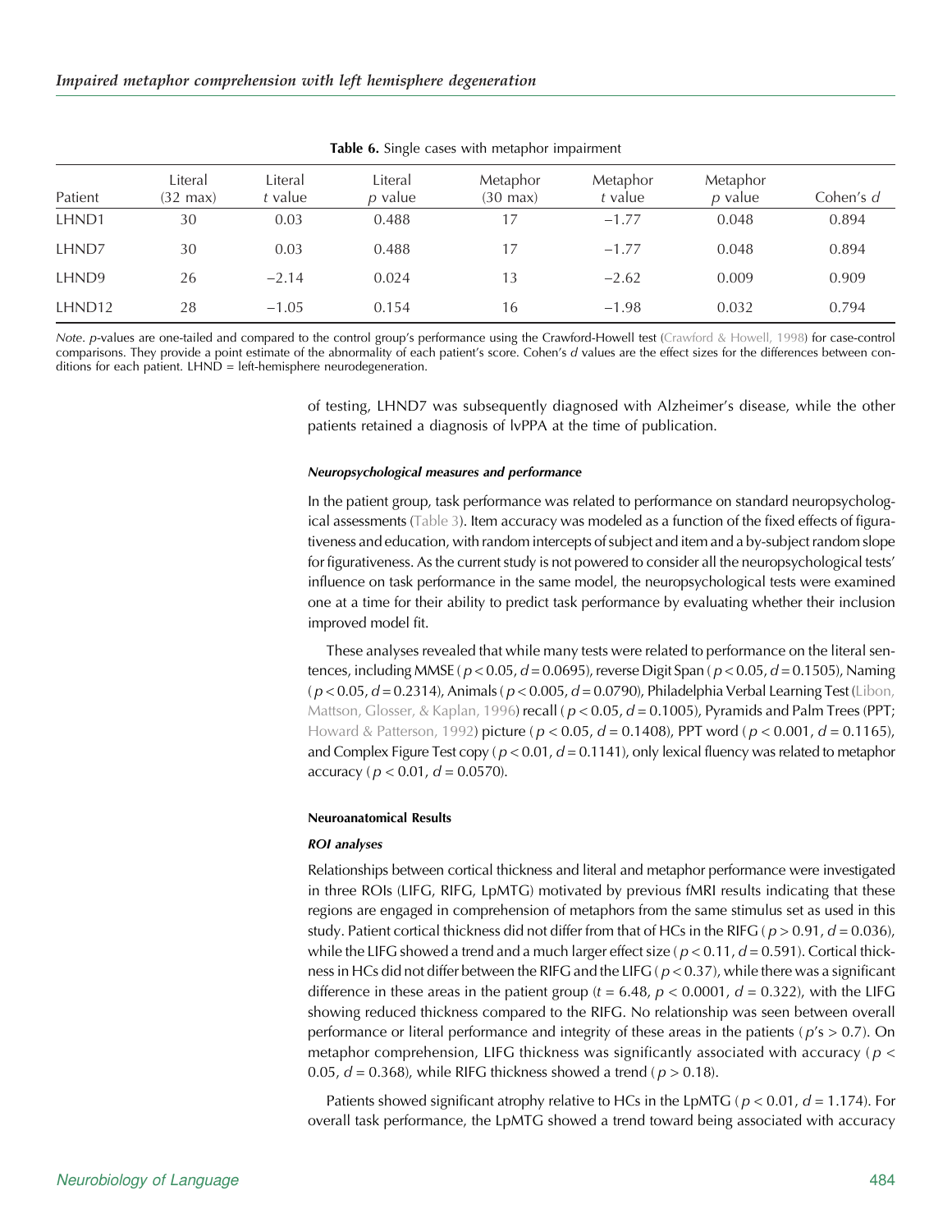**Table 6.** Single cases with metaphor impairment

| Patient | Literal (32 max) | Literal $t$ value | Literal $p$ value | Metaphor (30 max) | Metaphor $t$ value | Metaphor $p$ value | Cohen's $d$ |
|---|---|---|---|---|---|---|---|
| LHND1 | 30 | 0.03 | 0.488 | 17 | −1.77 | 0.048 | 0.894 |
| LHND7 | 30 | 0.03 | 0.488 | 17 | −1.77 | 0.048 | 0.894 |
| LHND9 | 26 | −2.14 | 0.024 | 13 | −2.62 | 0.009 | 0.909 |
| LHND12 | 28 | −1.05 | 0.154 | 16 | −1.98 | 0.032 | 0.794 |

*Note*. $p$-values are one-tailed and compared to the control group's performance using the Crawford-Howell test (Crawford & Howell, 1998) for case-control comparisons. They provide a point estimate of the abnormality of each patient's score. Cohen's $d$ values are the effect sizes for the differences between conditions for each patient. LHND = left-hemisphere neurodegeneration.

of testing, LHND7 was subsequently diagnosed with Alzheimer's disease, while the other patients retained a diagnosis of lvPPA at the time of publication.

#### *Neuropsychological measures and performance*

In the patient group, task performance was related to performance on standard neuropsychological assessments (Table 3). Item accuracy was modeled as a function of the fixed effects of figurativeness and education, with random intercepts of subject and item and a by-subject random slope for figurativeness. As the current study is not powered to consider all the neuropsychological tests' influence on task performance in the same model, the neuropsychological tests were examined one at a time for their ability to predict task performance by evaluating whether their inclusion improved model fit.

These analyses revealed that while many tests were related to performance on the literal sentences, including MMSE ($p < 0.05$, $d = 0.0695$), reverse Digit Span ($p < 0.05$, $d = 0.1505$), Naming ($p < 0.05$, $d = 0.2314$), Animals ($p < 0.005$, $d = 0.0790$), Philadelphia Verbal Learning Test (Libon, Mattson, Glosser, & Kaplan, 1996) recall ($p < 0.05$, $d = 0.1005$), Pyramids and Palm Trees (PPT; Howard & Patterson, 1992) picture ($p < 0.05$, $d = 0.1408$), PPT word ($p < 0.001$, $d = 0.1165$), and Complex Figure Test copy ($p < 0.01$, $d = 0.1141$), only lexical fluency was related to metaphor accuracy ($p < 0.01$, $d = 0.0570$).

### Neuroanatomical Results

#### *ROI analyses*

Relationships between cortical thickness and literal and metaphor performance were investigated in three ROIs (LIFG, RIFG, LpMTG) motivated by previous fMRI results indicating that these regions are engaged in comprehension of metaphors from the same stimulus set as used in this study. Patient cortical thickness did not differ from that of HCs in the RIFG ($p > 0.91$, $d = 0.036$), while the LIFG showed a trend and a much larger effect size ($p < 0.11$, $d = 0.591$). Cortical thickness in HCs did not differ between the RIFG and the LIFG ($p < 0.37$), while there was a significant difference in these areas in the patient group ($t = 6.48$, $p < 0.0001$, $d = 0.322$), with the LIFG showing reduced thickness compared to the RIFG. No relationship was seen between overall performance or literal performance and integrity of these areas in the patients ($p$'s $> 0.7$). On metaphor comprehension, LIFG thickness was significantly associated with accuracy ($p < 0.05$, $d = 0.368$), while RIFG thickness showed a trend ($p > 0.18$).

Patients showed significant atrophy relative to HCs in the LpMTG ($p < 0.01$, $d = 1.174$). For overall task performance, the LpMTG showed a trend toward being associated with accuracy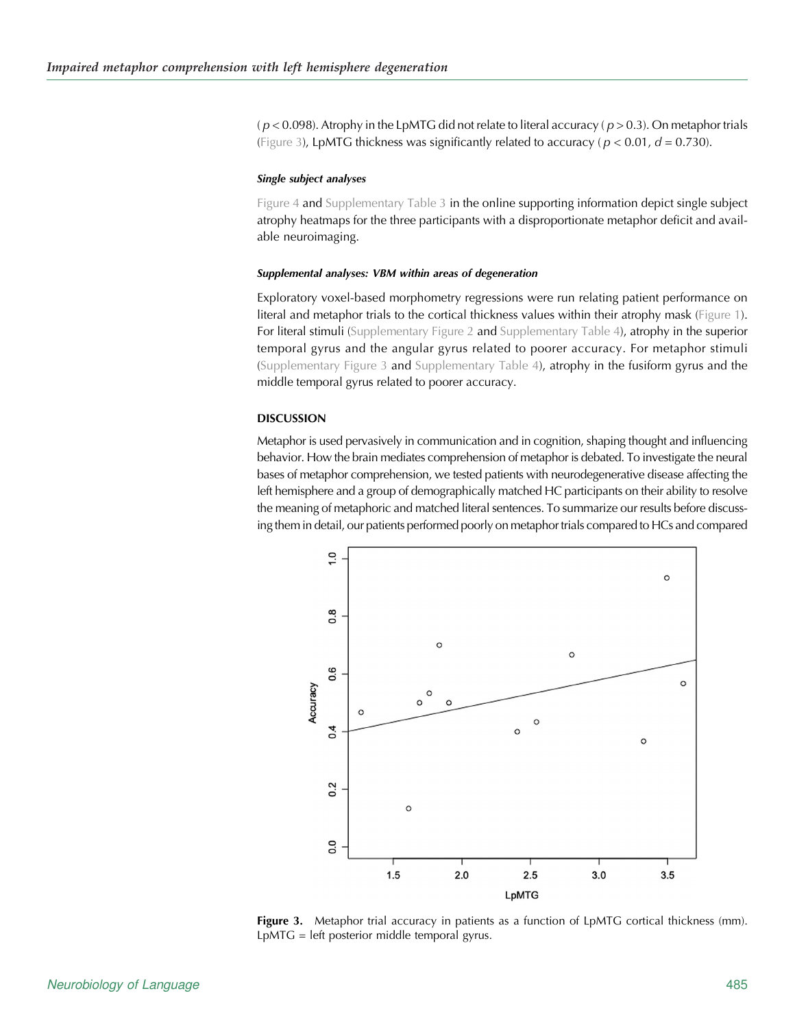( $p < 0.098$). Atrophy in the LpMTG did not relate to literal accuracy ( $p > 0.3$). On metaphor trials (Figure 3), LpMTG thickness was significantly related to accuracy ( $p < 0.01$, $d = 0.730$).

#### *Single subject analyses*

Figure 4 and Supplementary Table 3 in the online supporting information depict single subject atrophy heatmaps for the three participants with a disproportionate metaphor deficit and available neuroimaging.

#### *Supplemental analyses: VBM within areas of degeneration*

Exploratory voxel-based morphometry regressions were run relating patient performance on literal and metaphor trials to the cortical thickness values within their atrophy mask (Figure 1). For literal stimuli (Supplementary Figure 2 and Supplementary Table 4), atrophy in the superior temporal gyrus and the angular gyrus related to poorer accuracy. For metaphor stimuli (Supplementary Figure 3 and Supplementary Table 4), atrophy in the fusiform gyrus and the middle temporal gyrus related to poorer accuracy.

### DISCUSSION

Metaphor is used pervasively in communication and in cognition, shaping thought and influencing behavior. How the brain mediates comprehension of metaphor is debated. To investigate the neural bases of metaphor comprehension, we tested patients with neurodegenerative disease affecting the left hemisphere and a group of demographically matched HC participants on their ability to resolve the meaning of metaphoric and matched literal sentences. To summarize our results before discussing them in detail, our patients performed poorly on metaphor trials compared to HCs and compared

**Figure 3.** Metaphor trial accuracy in patients as a function of LpMTG cortical thickness (mm). LpMTG = left posterior middle temporal gyrus.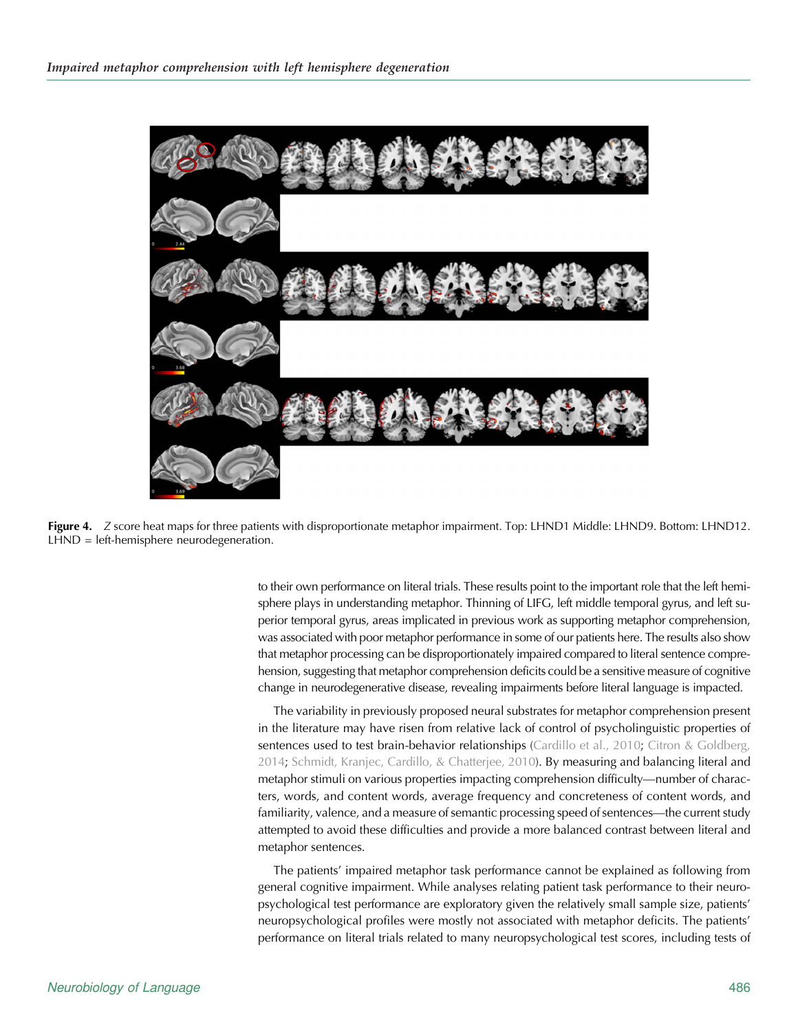Figure 4. *Z* score heat maps for three patients with disproportionate metaphor impairment. Top: LHND1 Middle: LHND9. Bottom: LHND12. LHND = left-hemisphere neurodegeneration.

to their own performance on literal trials. These results point to the important role that the left hemisphere plays in understanding metaphor. Thinning of LIFG, left middle temporal gyrus, and left superior temporal gyrus, areas implicated in previous work as supporting metaphor comprehension, was associated with poor metaphor performance in some of our patients here. The results also show that metaphor processing can be disproportionately impaired compared to literal sentence comprehension, suggesting that metaphor comprehension deficits could be a sensitive measure of cognitive change in neurodegenerative disease, revealing impairments before literal language is impacted.

The variability in previously proposed neural substrates for metaphor comprehension present in the literature may have risen from relative lack of control of psycholinguistic properties of sentences used to test brain-behavior relationships (Cardillo et al., 2010; Citron & Goldberg, 2014; Schmidt, Kranjec, Cardillo, & Chatterjee, 2010). By measuring and balancing literal and metaphor stimuli on various properties impacting comprehension difficulty—number of characters, words, and content words, average frequency and concreteness of content words, and familiarity, valence, and a measure of semantic processing speed of sentences—the current study attempted to avoid these difficulties and provide a more balanced contrast between literal and metaphor sentences.

The patients' impaired metaphor task performance cannot be explained as following from general cognitive impairment. While analyses relating patient task performance to their neuropsychological test performance are exploratory given the relatively small sample size, patients' neuropsychological profiles were mostly not associated with metaphor deficits. The patients' performance on literal trials related to many neuropsychological test scores, including tests of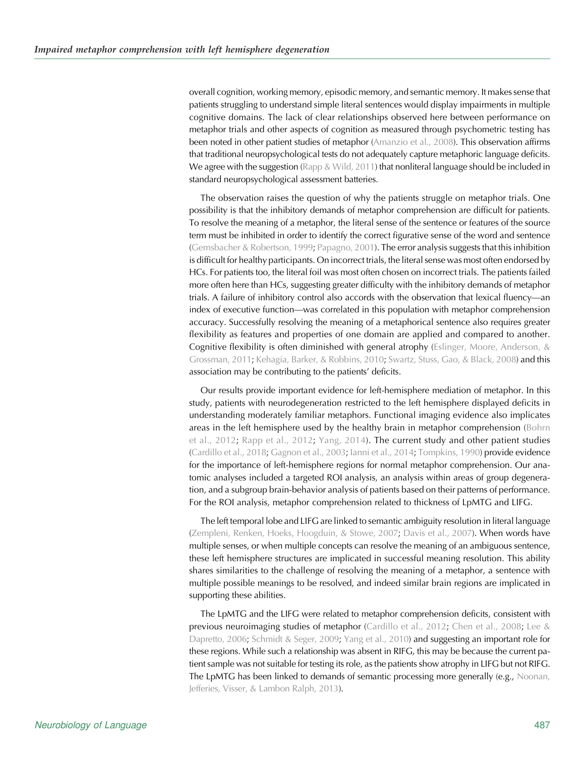overall cognition, working memory, episodic memory, and semantic memory. It makes sense that patients struggling to understand simple literal sentences would display impairments in multiple cognitive domains. The lack of clear relationships observed here between performance on metaphor trials and other aspects of cognition as measured through psychometric testing has been noted in other patient studies of metaphor (Amanzio et al., 2008). This observation affirms that traditional neuropsychological tests do not adequately capture metaphoric language deficits. We agree with the suggestion (Rapp & Wild, 2011) that nonliteral language should be included in standard neuropsychological assessment batteries.

The observation raises the question of why the patients struggle on metaphor trials. One possibility is that the inhibitory demands of metaphor comprehension are difficult for patients. To resolve the meaning of a metaphor, the literal sense of the sentence or features of the source term must be inhibited in order to identify the correct figurative sense of the word and sentence (Gernsbacher & Robertson, 1999; Papagno, 2001). The error analysis suggests that this inhibition is difficult for healthy participants. On incorrect trials, the literal sense was most often endorsed by HCs. For patients too, the literal foil was most often chosen on incorrect trials. The patients failed more often here than HCs, suggesting greater difficulty with the inhibitory demands of metaphor trials. A failure of inhibitory control also accords with the observation that lexical fluency—an index of executive function—was correlated in this population with metaphor comprehension accuracy. Successfully resolving the meaning of a metaphorical sentence also requires greater flexibility as features and properties of one domain are applied and compared to another. Cognitive flexibility is often diminished with general atrophy (Eslinger, Moore, Anderson, & Grossman, 2011; Kehagia, Barker, & Robbins, 2010; Swartz, Stuss, Gao, & Black, 2008) and this association may be contributing to the patients' deficits.

Our results provide important evidence for left-hemisphere mediation of metaphor. In this study, patients with neurodegeneration restricted to the left hemisphere displayed deficits in understanding moderately familiar metaphors. Functional imaging evidence also implicates areas in the left hemisphere used by the healthy brain in metaphor comprehension (Bohrn et al., 2012; Rapp et al., 2012; Yang, 2014). The current study and other patient studies (Cardillo et al., 2018; Gagnon et al., 2003; Ianni et al., 2014; Tompkins, 1990) provide evidence for the importance of left-hemisphere regions for normal metaphor comprehension. Our anatomic analyses included a targeted ROI analysis, an analysis within areas of group degeneration, and a subgroup brain-behavior analysis of patients based on their patterns of performance. For the ROI analysis, metaphor comprehension related to thickness of LpMTG and LIFG.

The left temporal lobe and LIFG are linked to semantic ambiguity resolution in literal language (Zempleni, Renken, Hoeks, Hoogduin, & Stowe, 2007; Davis et al., 2007). When words have multiple senses, or when multiple concepts can resolve the meaning of an ambiguous sentence, these left hemisphere structures are implicated in successful meaning resolution. This ability shares similarities to the challenge of resolving the meaning of a metaphor, a sentence with multiple possible meanings to be resolved, and indeed similar brain regions are implicated in supporting these abilities.

The LpMTG and the LIFG were related to metaphor comprehension deficits, consistent with previous neuroimaging studies of metaphor (Cardillo et al., 2012; Chen et al., 2008; Lee & Dapretto, 2006; Schmidt & Seger, 2009; Yang et al., 2010) and suggesting an important role for these regions. While such a relationship was absent in RIFG, this may be because the current patient sample was not suitable for testing its role, as the patients show atrophy in LIFG but not RIFG. The LpMTG has been linked to demands of semantic processing more generally (e.g., Noonan, Jefferies, Visser, & Lambon Ralph, 2013).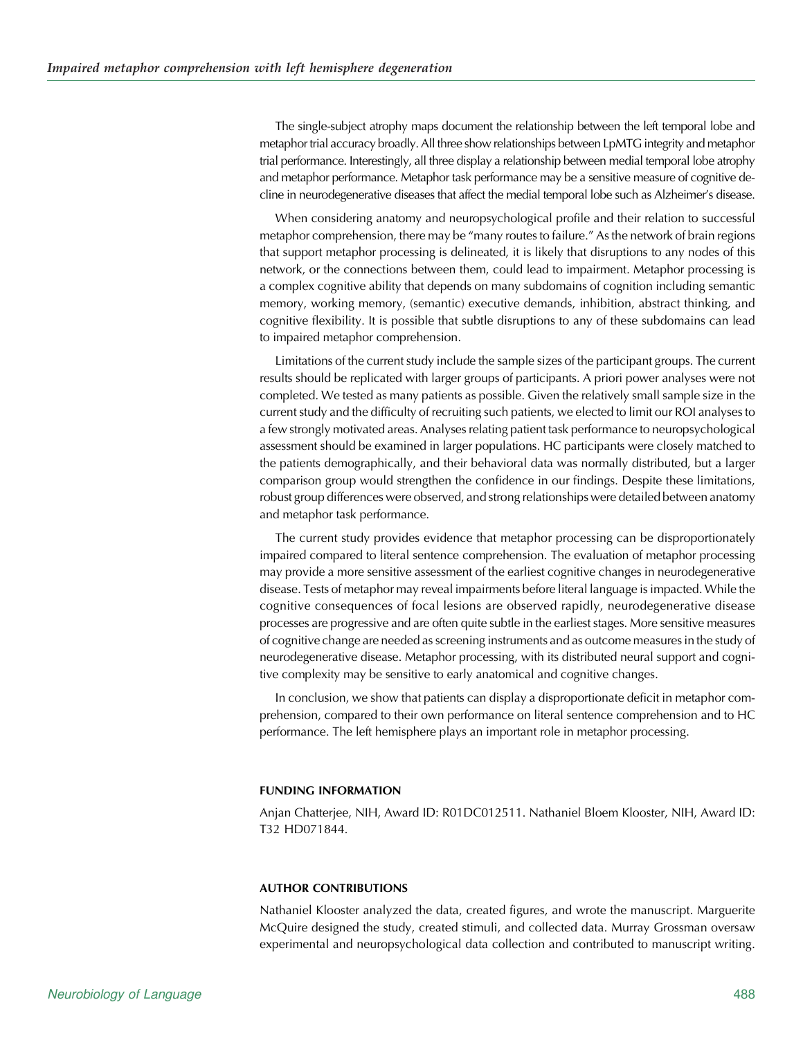The single-subject atrophy maps document the relationship between the left temporal lobe and metaphor trial accuracy broadly. All three show relationships between LpMTG integrity and metaphor trial performance. Interestingly, all three display a relationship between medial temporal lobe atrophy and metaphor performance. Metaphor task performance may be a sensitive measure of cognitive decline in neurodegenerative diseases that affect the medial temporal lobe such as Alzheimer's disease.

When considering anatomy and neuropsychological profile and their relation to successful metaphor comprehension, there may be "many routes to failure." As the network of brain regions that support metaphor processing is delineated, it is likely that disruptions to any nodes of this network, or the connections between them, could lead to impairment. Metaphor processing is a complex cognitive ability that depends on many subdomains of cognition including semantic memory, working memory, (semantic) executive demands, inhibition, abstract thinking, and cognitive flexibility. It is possible that subtle disruptions to any of these subdomains can lead to impaired metaphor comprehension.

Limitations of the current study include the sample sizes of the participant groups. The current results should be replicated with larger groups of participants. A priori power analyses were not completed. We tested as many patients as possible. Given the relatively small sample size in the current study and the difficulty of recruiting such patients, we elected to limit our ROI analyses to a few strongly motivated areas. Analyses relating patient task performance to neuropsychological assessment should be examined in larger populations. HC participants were closely matched to the patients demographically, and their behavioral data was normally distributed, but a larger comparison group would strengthen the confidence in our findings. Despite these limitations, robust group differences were observed, and strong relationships were detailed between anatomy and metaphor task performance.

The current study provides evidence that metaphor processing can be disproportionately impaired compared to literal sentence comprehension. The evaluation of metaphor processing may provide a more sensitive assessment of the earliest cognitive changes in neurodegenerative disease. Tests of metaphor may reveal impairments before literal language is impacted. While the cognitive consequences of focal lesions are observed rapidly, neurodegenerative disease processes are progressive and are often quite subtle in the earliest stages. More sensitive measures of cognitive change are needed as screening instruments and as outcome measures in the study of neurodegenerative disease. Metaphor processing, with its distributed neural support and cognitive complexity may be sensitive to early anatomical and cognitive changes.

In conclusion, we show that patients can display a disproportionate deficit in metaphor comprehension, compared to their own performance on literal sentence comprehension and to HC performance. The left hemisphere plays an important role in metaphor processing.

## FUNDING INFORMATION

Anjan Chatterjee, NIH, Award ID: R01DC012511. Nathaniel Bloem Klooster, NIH, Award ID: T32 HD071844.

## AUTHOR CONTRIBUTIONS

Nathaniel Klooster analyzed the data, created figures, and wrote the manuscript. Marguerite McQuire designed the study, created stimuli, and collected data. Murray Grossman oversaw experimental and neuropsychological data collection and contributed to manuscript writing.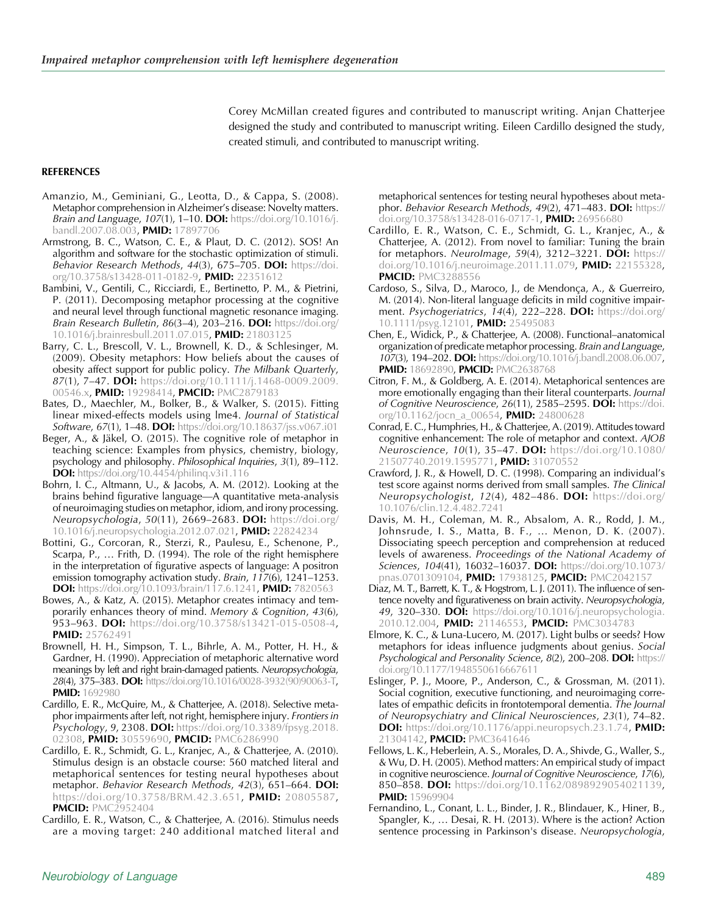Corey McMillan created figures and contributed to manuscript writing. Anjan Chatterjee designed the study and contributed to manuscript writing. Eileen Cardillo designed the study, created stimuli, and contributed to manuscript writing.

## REFERENCES

Amanzio, M., Geminiani, G., Leotta, D., & Cappa, S. (2008). Metaphor comprehension in Alzheimer's disease: Novelty matters. *Brain and Language*, *107*(1), 1–10. **DOI:** https://doi.org/10.1016/j.bandl.2007.08.003, **PMID:** 17897706

Armstrong, B. C., Watson, C. E., & Plaut, D. C. (2012). SOS! An algorithm and software for the stochastic optimization of stimuli. *Behavior Research Methods*, *44*(3), 675–705. **DOI:** https://doi.org/10.3758/s13428-011-0182-9, **PMID:** 22351612

Bambini, V., Gentili, C., Ricciardi, E., Bertinetto, P. M., & Pietrini, P. (2011). Decomposing metaphor processing at the cognitive and neural level through functional magnetic resonance imaging. *Brain Research Bulletin*, *86*(3–4), 203–216. **DOI:** https://doi.org/10.1016/j.brainresbull.2011.07.015, **PMID:** 21803125

Barry, C. L., Brescoll, V. L., Brownell, K. D., & Schlesinger, M. (2009). Obesity metaphors: How beliefs about the causes of obesity affect support for public policy. *The Milbank Quarterly*, *87*(1), 7–47. **DOI:** https://doi.org/10.1111/j.1468-0009.2009.00546.x, **PMID:** 19298414, **PMCID:** PMC2879183

Bates, D., Maechler, M., Bolker, B., & Walker, S. (2015). Fitting linear mixed-effects models using lme4. *Journal of Statistical Software*, *67*(1), 1–48. **DOI:** https://doi.org/10.18637/jss.v067.i01

Beger, A., & Jäkel, O. (2015). The cognitive role of metaphor in teaching science: Examples from physics, chemistry, biology, psychology and philosophy. *Philosophical Inquiries*, *3*(1), 89–112. **DOI:** https://doi.org/10.4454/philinq.v3i1.116

Bohrn, I. C., Altmann, U., & Jacobs, A. M. (2012). Looking at the brains behind figurative language—A quantitative meta-analysis of neuroimaging studies on metaphor, idiom, and irony processing. *Neuropsychologia*, *50*(11), 2669–2683. **DOI:** https://doi.org/10.1016/j.neuropsychologia.2012.07.021, **PMID:** 22824234

Bottini, G., Corcoran, R., Sterzi, R., Paulesu, E., Schenone, P., Scarpa, P., … Frith, D. (1994). The role of the right hemisphere in the interpretation of figurative aspects of language: A positron emission tomography activation study. *Brain*, *117*(6), 1241–1253. **DOI:** https://doi.org/10.1093/brain/117.6.1241, **PMID:** 7820563

Bowes, A., & Katz, A. (2015). Metaphor creates intimacy and temporarily enhances theory of mind. *Memory & Cognition*, *43*(6), 953–963. **DOI:** https://doi.org/10.3758/s13421-015-0508-4, **PMID:** 25762491

Brownell, H. H., Simpson, T. L., Bihrle, A. M., Potter, H. H., & Gardner, H. (1990). Appreciation of metaphoric alternative word meanings by left and right brain-damaged patients. *Neuropsychologia*, *28*(4), 375–383. **DOI:** https://doi.org/10.1016/0028-3932(90)90063-T, **PMID:** 1692980

Cardillo, E. R., McQuire, M., & Chatterjee, A. (2018). Selective metaphor impairments after left, not right, hemisphere injury. *Frontiers in Psychology*, *9*, 2308. **DOI:** https://doi.org/10.3389/fpsyg.2018.02308, **PMID:** 30559690, **PMCID:** PMC6286990

Cardillo, E. R., Schmidt, G. L., Kranjec, A., & Chatterjee, A. (2010). Stimulus design is an obstacle course: 560 matched literal and metaphorical sentences for testing neural hypotheses about metaphor. *Behavior Research Methods*, *42*(3), 651–664. **DOI:** https://doi.org/10.3758/BRM.42.3.651, **PMID:** 20805587, **PMCID:** PMC2952404

Cardillo, E. R., Watson, C., & Chatterjee, A. (2016). Stimulus needs are a moving target: 240 additional matched literal and metaphorical sentences for testing neural hypotheses about metaphor. *Behavior Research Methods*, *49*(2), 471–483. **DOI:** https://doi.org/10.3758/s13428-016-0717-1, **PMID:** 26956680

Cardillo, E. R., Watson, C. E., Schmidt, G. L., Kranjec, A., & Chatterjee, A. (2012). From novel to familiar: Tuning the brain for metaphors. *NeuroImage*, *59*(4), 3212–3221. **DOI:** https://doi.org/10.1016/j.neuroimage.2011.11.079, **PMID:** 22155328, **PMCID:** PMC3288556

Cardoso, S., Silva, D., Maroco, J., de Mendonça, A., & Guerreiro, M. (2014). Non-literal language deficits in mild cognitive impairment. *Psychogeriatrics*, *14*(4), 222–228. **DOI:** https://doi.org/10.1111/psyg.12101, **PMID:** 25495083

Chen, E., Widick, P., & Chatterjee, A. (2008). Functional–anatomical organization of predicate metaphor processing. *Brain and Language*, *107*(3), 194–202. **DOI:** https://doi.org/10.1016/j.bandl.2008.06.007, **PMID:** 18692890, **PMCID:** PMC2638768

Citron, F. M., & Goldberg, A. E. (2014). Metaphorical sentences are more emotionally engaging than their literal counterparts. *Journal of Cognitive Neuroscience*, *26*(11), 2585–2595. **DOI:** https://doi.org/10.1162/jocn_a_00654, **PMID:** 24800628

Conrad, E. C., Humphries, H., & Chatterjee, A. (2019). Attitudes toward cognitive enhancement: The role of metaphor and context. *AJOB Neuroscience*, *10*(1), 35–47. **DOI:** https://doi.org/10.1080/21507740.2019.1595771, **PMID:** 31070552

Crawford, J. R., & Howell, D. C. (1998). Comparing an individual's test score against norms derived from small samples. *The Clinical Neuropsychologist*, *12*(4), 482–486. **DOI:** https://doi.org/10.1076/clin.12.4.482.7241

Davis, M. H., Coleman, M. R., Absalom, A. R., Rodd, J. M., Johnsrude, I. S., Matta, B. F., … Menon, D. K. (2007). Dissociating speech perception and comprehension at reduced levels of awareness. *Proceedings of the National Academy of Sciences*, *104*(41), 16032–16037. **DOI:** https://doi.org/10.1073/pnas.0701309104, **PMID:** 17938125, **PMCID:** PMC2042157

Diaz, M. T., Barrett, K. T., & Hogstrom, L. J. (2011). The influence of sentence novelty and figurativeness on brain activity. *Neuropsychologia*, *49*, 320–330. **DOI:** https://doi.org/10.1016/j.neuropsychologia.2010.12.004, **PMID:** 21146553, **PMCID:** PMC3034783

Elmore, K. C., & Luna-Lucero, M. (2017). Light bulbs or seeds? How metaphors for ideas influence judgments about genius. *Social Psychological and Personality Science*, *8*(2), 200–208. **DOI:** https://doi.org/10.1177/1948550616667611

Eslinger, P. J., Moore, P., Anderson, C., & Grossman, M. (2011). Social cognition, executive functioning, and neuroimaging correlates of empathic deficits in frontotemporal dementia. *The Journal of Neuropsychiatry and Clinical Neurosciences*, *23*(1), 74–82. **DOI:** https://doi.org/10.1176/appi.neuropsych.23.1.74, **PMID:** 21304142, **PMCID:** PMC3641646

Fellows, L. K., Heberlein, A. S., Morales, D. A., Shivde, G., Waller, S., & Wu, D. H. (2005). Method matters: An empirical study of impact in cognitive neuroscience. *Journal of Cognitive Neuroscience*, *17*(6), 850–858. **DOI:** https://doi.org/10.1162/0898929054021139, **PMID:** 15969904

Fernandino, L., Conant, L. L., Binder, J. R., Blindauer, K., Hiner, B., Spangler, K., … Desai, R. H. (2013). Where is the action? Action sentence processing in Parkinson's disease. *Neuropsychologia*,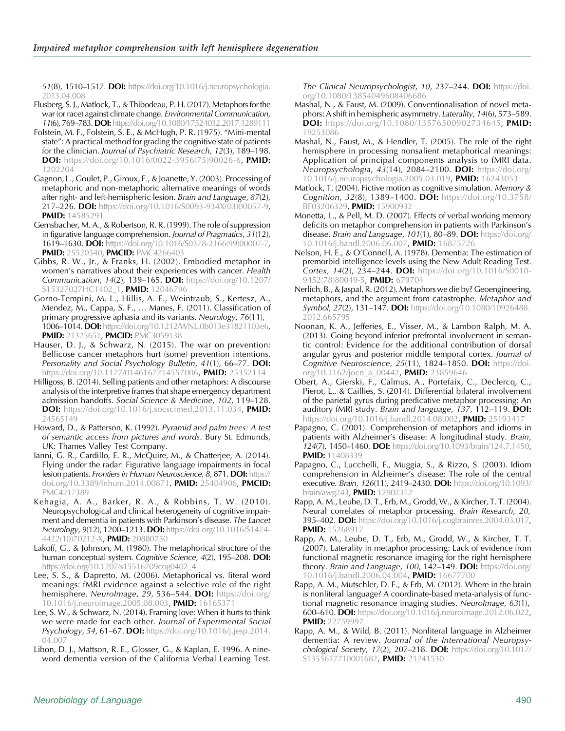*51*(8), 1510–1517. **DOI:** https://doi.org/10.1016/j.neuropsychologia.2013.04.008

Flusberg, S. J., Matlock, T., & Thibodeau, P. H. (2017). Metaphors for the war (or race) against climate change. *Environmental Communication*, *11*(6), 769–783. **DOI:** https://doi.org/10.1080/17524032.2017.1289111

Folstein, M. F., Folstein, S. E., & McHugh, P. R. (1975). "Mini-mental state": A practical method for grading the cognitive state of patients for the clinician. *Journal of Psychiatric Research*, *12*(3), 189–198. **DOI:** https://doi.org/10.1016/0022-3956(75)90026-6, **PMID:** 1202204

Gagnon, L., Goulet, P., Giroux, F., & Joanette, Y. (2003). Processing of metaphoric and non-metaphoric alternative meanings of words after right- and left-hemispheric lesion. *Brain and Language*, *87*(2), 217–226. **DOI:** https://doi.org/10.1016/S0093-934X(03)00057-9, **PMID:** 14585291

Gernsbacher, M. A., & Robertson, R. R. (1999). The role of suppression in figurative language comprehension. *Journal of Pragmatics*, *31*(12), 1619–1630. **DOI:** https://doi.org/10.1016/S0378-2166(99)00007-7, **PMID:** 25520540, **PMCID:** PMC4266403

Gibbs, R. W., Jr., & Franks, H. (2002). Embodied metaphor in women's narratives about their experiences with cancer. *Health Communication*, *14*(2), 139–165. **DOI:** https://doi.org/10.1207/S15327027HC1402_1, **PMID:** 12046796

Gorno-Tempini, M. L., Hillis, A. E., Weintraub, S., Kertesz, A., Mendez, M., Cappa, S. F., … Manes, F. (2011). Classification of primary progressive aphasia and its variants. *Neurology*, *76*(11), 1006–1014. **DOI:** https://doi.org/10.1212/WNL.0b013e31821103e6, **PMID:** 21325651, **PMCID:** PMC3059138

Hauser, D. J., & Schwarz, N. (2015). The war on prevention: Bellicose cancer metaphors hurt (some) prevention intentions. *Personality and Social Psychology Bulletin*, *41*(1), 66–77. **DOI:** https://doi.org/10.1177/0146167214557006, **PMID:** 25352114

Hilligoss, B. (2014). Selling patients and other metaphors: A discourse analysis of the interpretive frames that shape emergency department admission handoffs. *Social Science & Medicine*, *102*, 119–128. **DOI:** https://doi.org/10.1016/j.socscimed.2013.11.034, **PMID:** 24565149

Howard, D., & Patterson, K. (1992). *Pyramid and palm trees: A test of semantic access from pictures and words*. Bury St. Edmunds, UK: Thames Valley Test Company.

Ianni, G. R., Cardillo, E. R., McQuire, M., & Chatterjee, A. (2014). Flying under the radar: Figurative language impairments in focal lesion patients. *Frontiers in Human Neuroscience*, *8*, 871. **DOI:** https://doi.org/10.3389/fnhum.2014.00871, **PMID:** 25404906, **PMCID:** PMC4217389

Kehagia, A. A., Barker, R. A., & Robbins, T. W. (2010). Neuropsychological and clinical heterogeneity of cognitive impairment and dementia in patients with Parkinson's disease. *The Lancet Neurology*, *9*(12), 1200–1213. **DOI:** https://doi.org/10.1016/S1474-4422(10)70212-X, **PMID:** 20880750

Lakoff, G., & Johnson, M. (1980). The metaphorical structure of the human conceptual system. *Cognitive Science*, *4*(2), 195–208. **DOI:** https://doi.org/10.1207/s15516709cog0402_4

Lee, S. S., & Dapretto, M. (2006). Metaphorical vs. literal word meanings: fMRI evidence against a selective role of the right hemisphere. *NeuroImage*, *29*, 536–544. **DOI:** https://doi.org/10.1016/j.neuroimage.2005.08.003, **PMID:** 16165371

Lee, S. W., & Schwarz, N. (2014). Framing love: When it hurts to think we were made for each other. *Journal of Experimental Social Psychology*, *54*, 61–67. **DOI:** https://doi.org/10.1016/j.jesp.2014.04.007

Libon, D. J., Mattson, R. E., Glosser, G., & Kaplan, E. 1996. A nine-word dementia version of the California Verbal Learning Test. *The Clinical Neuropsychologist*, *10*, 237–244. **DOI:** https://doi.org/10.1080/13854049608406686

Mashal, N., & Faust, M. (2009). Conventionalisation of novel metaphors: A shift in hemispheric asymmetry. *Laterality*, *14*(6), 573–589. **DOI:** https://doi.org/10.1080/13576500902734645, **PMID:** 19253086

Mashal, N., Faust, M., & Hendler, T. (2005). The role of the right hemisphere in processing nonsalient metaphorical meanings: Application of principal components analysis to fMRI data. *Neuropsychologia*, *43*(14), 2084–2100. **DOI:** https://doi.org/10.1016/j.neuropsychologia.2005.03.019, **PMID:** 16243053

Matlock, T. (2004). Fictive motion as cognitive simulation. *Memory & Cognition*, *32*(8), 1389–1400. **DOI:** https://doi.org/10.3758/BF03206329, **PMID:** 15900932

Monetta, L., & Pell, M. D. (2007). Effects of verbal working memory deficits on metaphor comprehension in patients with Parkinson's disease. *Brain and Language*, *101*(1), 80–89. **DOI:** https://doi.org/10.1016/j.bandl.2006.06.007, **PMID:** 16875726

Nelson, H. E., & O'Connell, A. (1978). Dementia: The estimation of premorbid intelligence levels using the New Adult Reading Test. *Cortex*, *14*(2), 234–244. **DOI:** https://doi.org/10.1016/S0010-9452(78)80049-5, **PMID:** 679704

Nerlich, B., & Jaspal, R. (2012). Metaphors we die by? Geoengineering, metaphors, and the argument from catastrophe. *Metaphor and Symbol*, *27*(2), 131–147. **DOI:** https://doi.org/10.1080/10926488.2012.665795

Noonan, K. A., Jefferies, E., Visser, M., & Lambon Ralph, M. A. (2013). Going beyond inferior prefrontal involvement in semantic control: Evidence for the additional contribution of dorsal angular gyrus and posterior middle temporal cortex. *Journal of Cognitive Neuroscience*, *25*(11), 1824–1850. **DOI:** https://doi.org/10.1162/jocn_a_00442, **PMID:** 23859646

Obert, A., Gierski, F., Calmus, A., Portefaix, C., Declercq, C., Pierot, L., & Caillies, S. (2014). Differential bilateral involvement of the parietal gyrus during predicative metaphor processing: An auditory fMRI study. *Brain and language*, *137*, 112–119. **DOI:** https://doi.org/10.1016/j.bandl.2014.08.002, **PMID:** 25193417

Papagno, C. (2001). Comprehension of metaphors and idioms in patients with Alzheimer's disease: A longitudinal study. *Brain*, *124*(7), 1450–1460. **DOI:** https://doi.org/10.1093/brain/124.7.1450, **PMID:** 11408339

Papagno, C., Lucchelli, F., Muggia, S., & Rizzo, S. (2003). Idiom comprehension in Alzheimer's disease: The role of the central executive. *Brain*, *126*(11), 2419–2430. **DOI:** https://doi.org/10.1093/brain/awg243, **PMID:** 12902312

Rapp, A. M., Leube, D. T., Erb, M., Grodd, W., & Kircher, T. T. (2004). Neural correlates of metaphor processing. *Brain Research*, *20*, 395–402. **DOI:** https://doi.org/10.1016/j.cogbrainres.2004.03.017, **PMID:** 15268917

Rapp, A. M., Leube, D. T., Erb, M., Grodd, W., & Kircher, T. T. (2007). Laterality in metaphor processing: Lack of evidence from functional magnetic resonance imaging for the right hemisphere theory. *Brain and Language*, *100*, 142–149. **DOI:** https://doi.org/10.1016/j.bandl.2006.04.004, **PMID:** 16677700

Rapp, A. M., Mutschler, D. E., & Erb, M. (2012). Where in the brain is nonliteral language? A coordinate-based meta-analysis of functional magnetic resonance imaging studies. *NeuroImage*, *63*(1), 600–610. **DOI:** https://doi.org/10.1016/j.neuroimage.2012.06.022, **PMID:** 22759997

Rapp, A. M., & Wild, B. (2011). Nonliteral language in Alzheimer dementia: A review. *Journal of the International Neuropsychological Society*, *17*(2), 207–218. **DOI:** https://doi.org/10.1017/S1355617710001682, **PMID:** 21241530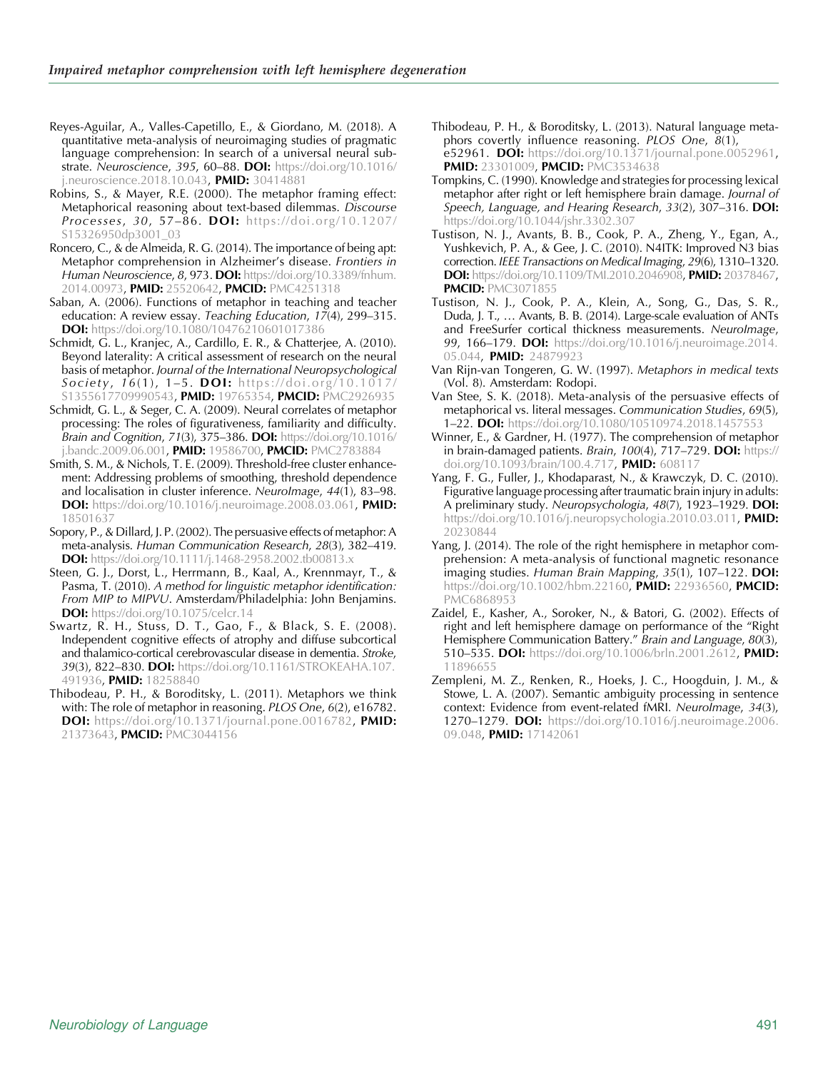Reyes-Aguilar, A., Valles-Capetillo, E., & Giordano, M. (2018). A quantitative meta-analysis of neuroimaging studies of pragmatic language comprehension: In search of a universal neural substrate. *Neuroscience*, *395*, 60–88. **DOI:** https://doi.org/10.1016/j.neuroscience.2018.10.043, **PMID:** 30414881

Robins, S., & Mayer, R.E. (2000). The metaphor framing effect: Metaphorical reasoning about text-based dilemmas. *Discourse Processes*, *30*, 57–86. **DOI:** https://doi.org/10.1207/S15326950dp3001_03

Roncero, C., & de Almeida, R. G. (2014). The importance of being apt: Metaphor comprehension in Alzheimer's disease. *Frontiers in Human Neuroscience*, *8*, 973. **DOI:** https://doi.org/10.3389/fnhum.2014.00973, **PMID:** 25520642, **PMCID:** PMC4251318

Saban, A. (2006). Functions of metaphor in teaching and teacher education: A review essay. *Teaching Education*, *17*(4), 299–315. **DOI:** https://doi.org/10.1080/10476210601017386

Schmidt, G. L., Kranjec, A., Cardillo, E. R., & Chatterjee, A. (2010). Beyond laterality: A critical assessment of research on the neural basis of metaphor. *Journal of the International Neuropsychological Society*, *16*(1), 1–5. **DOI:** https://doi.org/10.1017/S1355617709990543, **PMID:** 19765354, **PMCID:** PMC2926935

Schmidt, G. L., & Seger, C. A. (2009). Neural correlates of metaphor processing: The roles of figurativeness, familiarity and difficulty. *Brain and Cognition*, *71*(3), 375–386. **DOI:** https://doi.org/10.1016/j.bandc.2009.06.001, **PMID:** 19586700, **PMCID:** PMC2783884

Smith, S. M., & Nichols, T. E. (2009). Threshold-free cluster enhancement: Addressing problems of smoothing, threshold dependence and localisation in cluster inference. *NeuroImage*, *44*(1), 83–98. **DOI:** https://doi.org/10.1016/j.neuroimage.2008.03.061, **PMID:** 18501637

Sopory, P., & Dillard, J. P. (2002). The persuasive effects of metaphor: A meta-analysis. *Human Communication Research*, *28*(3), 382–419. **DOI:** https://doi.org/10.1111/j.1468-2958.2002.tb00813.x

Steen, G. J., Dorst, L., Herrmann, B., Kaal, A., Krennmayr, T., & Pasma, T. (2010). *A method for linguistic metaphor identification: From MIP to MIPVU*. Amsterdam/Philadelphia: John Benjamins. **DOI:** https://doi.org/10.1075/celcr.14

Swartz, R. H., Stuss, D. T., Gao, F., & Black, S. E. (2008). Independent cognitive effects of atrophy and diffuse subcortical and thalamico-cortical cerebrovascular disease in dementia. *Stroke*, *39*(3), 822–830. **DOI:** https://doi.org/10.1161/STROKEAHA.107.491936, **PMID:** 18258840

Thibodeau, P. H., & Boroditsky, L. (2011). Metaphors we think with: The role of metaphor in reasoning. *PLOS One*, *6*(2), e16782. **DOI:** https://doi.org/10.1371/journal.pone.0016782, **PMID:** 21373643, **PMCID:** PMC3044156

Thibodeau, P. H., & Boroditsky, L. (2013). Natural language metaphors covertly influence reasoning. *PLOS One*, *8*(1), e52961. **DOI:** https://doi.org/10.1371/journal.pone.0052961, **PMID:** 23301009, **PMCID:** PMC3534638

Tompkins, C. (1990). Knowledge and strategies for processing lexical metaphor after right or left hemisphere brain damage. *Journal of Speech, Language, and Hearing Research*, *33*(2), 307–316. **DOI:** https://doi.org/10.1044/jshr.3302.307

Tustison, N. J., Avants, B. B., Cook, P. A., Zheng, Y., Egan, A., Yushkevich, P. A., & Gee, J. C. (2010). N4ITK: Improved N3 bias correction. *IEEE Transactions on Medical Imaging*, *29*(6), 1310–1320. **DOI:** https://doi.org/10.1109/TMI.2010.2046908, **PMID:** 20378467, **PMCID:** PMC3071855

Tustison, N. J., Cook, P. A., Klein, A., Song, G., Das, S. R., Duda, J. T., … Avants, B. B. (2014). Large-scale evaluation of ANTs and FreeSurfer cortical thickness measurements. *NeuroImage*, *99*, 166–179. **DOI:** https://doi.org/10.1016/j.neuroimage.2014.05.044, **PMID:** 24879923

Van Rijn-van Tongeren, G. W. (1997). *Metaphors in medical texts* (Vol. 8). Amsterdam: Rodopi.

Van Stee, S. K. (2018). Meta-analysis of the persuasive effects of metaphorical vs. literal messages. *Communication Studies*, *69*(5), 1–22. **DOI:** https://doi.org/10.1080/10510974.2018.1457553

Winner, E., & Gardner, H. (1977). The comprehension of metaphor in brain-damaged patients. *Brain*, *100*(4), 717–729. **DOI:** https://doi.org/10.1093/brain/100.4.717, **PMID:** 608117

Yang, F. G., Fuller, J., Khodaparast, N., & Krawczyk, D. C. (2010). Figurative language processing after traumatic brain injury in adults: A preliminary study. *Neuropsychologia*, *48*(7), 1923–1929. **DOI:** https://doi.org/10.1016/j.neuropsychologia.2010.03.011, **PMID:** 20230844

Yang, J. (2014). The role of the right hemisphere in metaphor comprehension: A meta-analysis of functional magnetic resonance imaging studies. *Human Brain Mapping*, *35*(1), 107–122. **DOI:** https://doi.org/10.1002/hbm.22160, **PMID:** 22936560, **PMCID:** PMC6868953

Zaidel, E., Kasher, A., Soroker, N., & Batori, G. (2002). Effects of right and left hemisphere damage on performance of the "Right Hemisphere Communication Battery." *Brain and Language*, *80*(3), 510–535. **DOI:** https://doi.org/10.1006/brln.2001.2612, **PMID:** 11896655

Zempleni, M. Z., Renken, R., Hoeks, J. C., Hoogduin, J. M., & Stowe, L. A. (2007). Semantic ambiguity processing in sentence context: Evidence from event-related fMRI. *NeuroImage*, *34*(3), 1270–1279. **DOI:** https://doi.org/10.1016/j.neuroimage.2006.09.048, **PMID:** 17142061